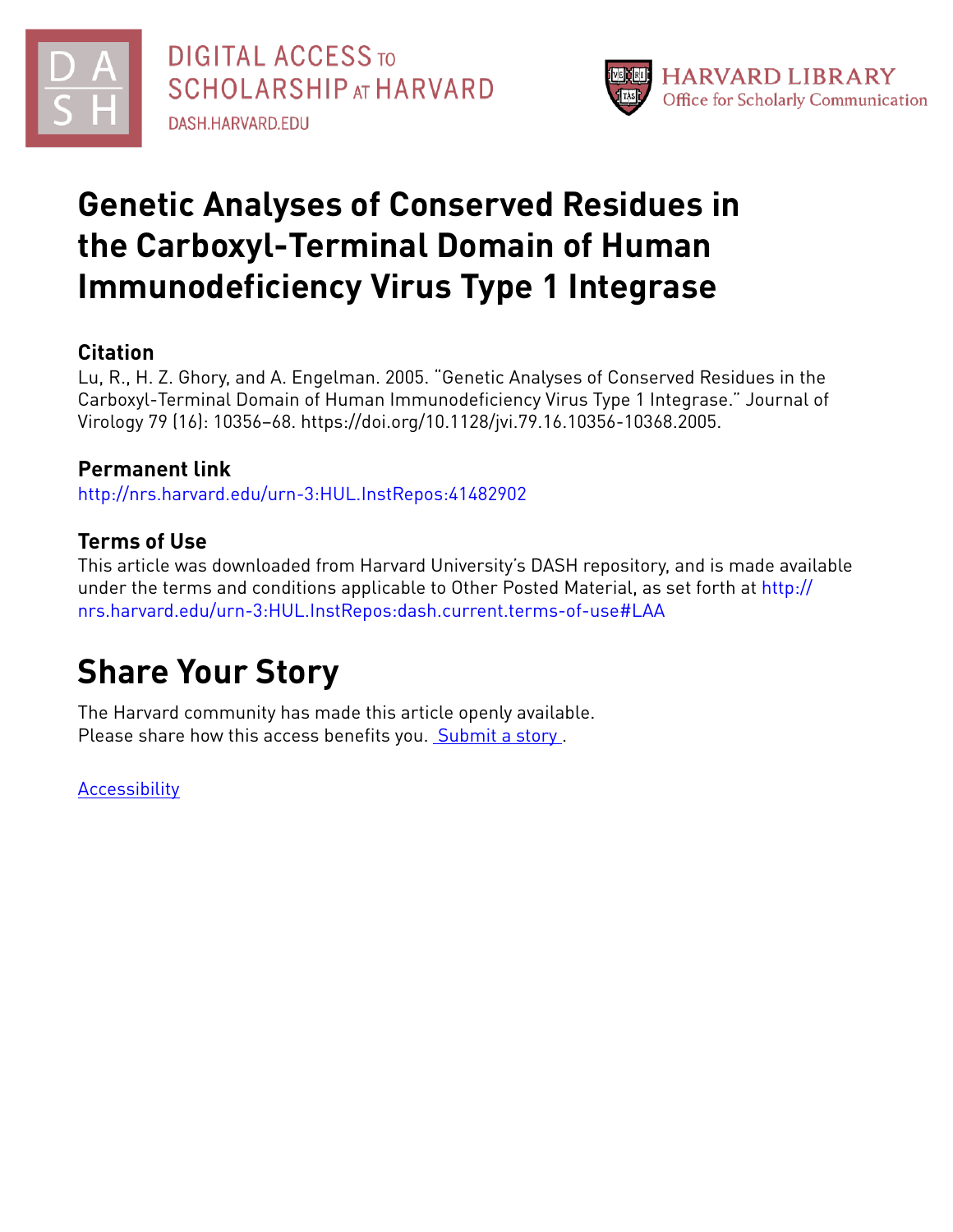DIGITAL ACCESS TO SCHOLARSHIP AT HARVARD
DASH.HARVARD.EDU

HARVARD LIBRARY
Office for Scholarly Communication

# Genetic Analyses of Conserved Residues in the Carboxyl-Terminal Domain of Human Immunodeficiency Virus Type 1 Integrase

## Citation

Lu, R., H. Z. Ghory, and A. Engelman. 2005. "Genetic Analyses of Conserved Residues in the Carboxyl-Terminal Domain of Human Immunodeficiency Virus Type 1 Integrase." Journal of Virology 79 (16): 10356–68. https://doi.org/10.1128/jvi.79.16.10356-10368.2005.

## Permanent link

http://nrs.harvard.edu/urn-3:HUL.InstRepos:41482902

## Terms of Use

This article was downloaded from Harvard University's DASH repository, and is made available under the terms and conditions applicable to Other Posted Material, as set forth at http://nrs.harvard.edu/urn-3:HUL.InstRepos:dash.current.terms-of-use#LAA

# Share Your Story

The Harvard community has made this article openly available.
Please share how this access benefits you. Submit a story .

Accessibility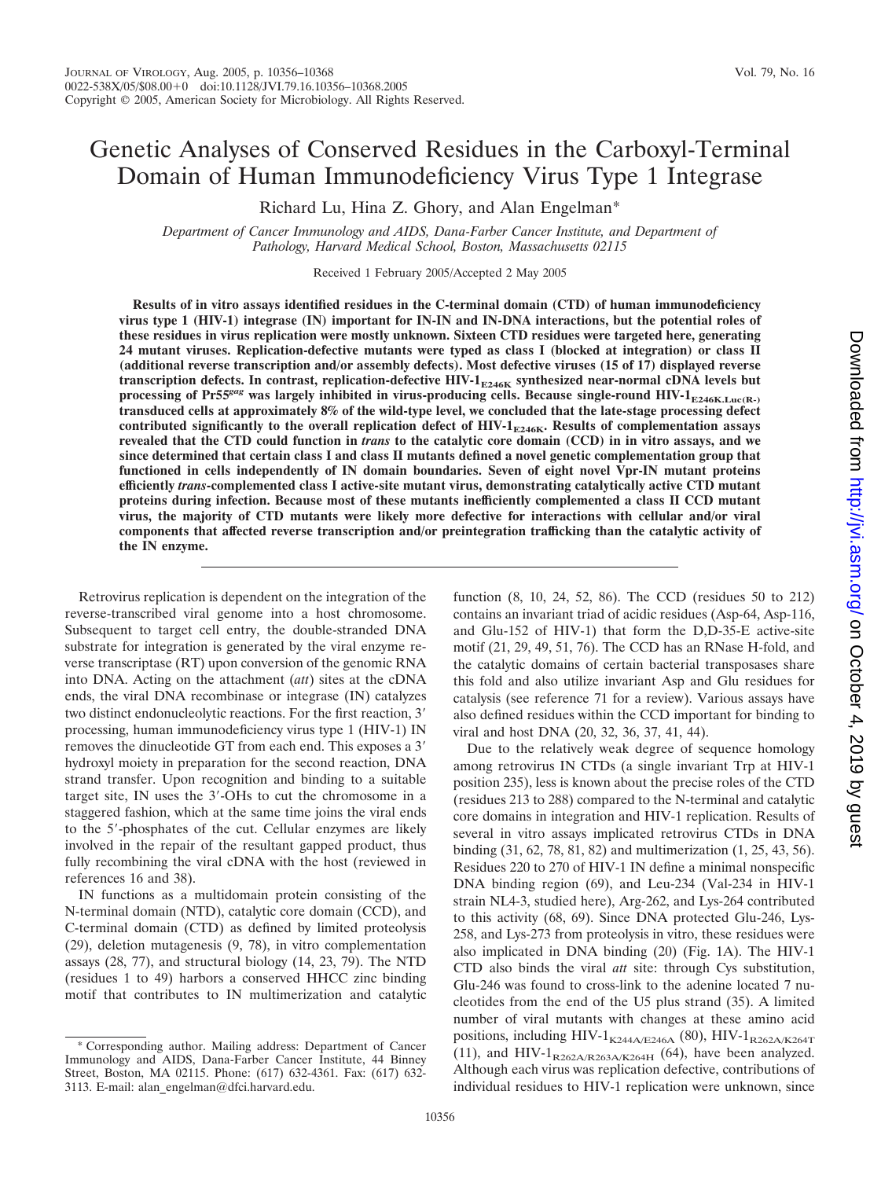# Genetic Analyses of Conserved Residues in the Carboxyl-Terminal Domain of Human Immunodeficiency Virus Type 1 Integrase

Richard Lu, Hina Z. Ghory, and Alan Engelman*

*Department of Cancer Immunology and AIDS, Dana-Farber Cancer Institute, and Department of Pathology, Harvard Medical School, Boston, Massachusetts 02115*

Received 1 February 2005/Accepted 2 May 2005

**Results of in vitro assays identified residues in the C-terminal domain (CTD) of human immunodeficiency virus type 1 (HIV-1) integrase (IN) important for IN-IN and IN-DNA interactions, but the potential roles of these residues in virus replication were mostly unknown. Sixteen CTD residues were targeted here, generating 24 mutant viruses. Replication-defective mutants were typed as class I (blocked at integration) or class II (additional reverse transcription and/or assembly defects). Most defective viruses (15 of 17) displayed reverse transcription defects. In contrast, replication-defective HIV-1$_{E246K}$ synthesized near-normal cDNA levels but processing of Pr55$^{gag}$ was largely inhibited in virus-producing cells. Because single-round HIV-1$_{E246K.Luc(R-)}$ transduced cells at approximately 8% of the wild-type level, we concluded that the late-stage processing defect contributed significantly to the overall replication defect of HIV-1$_{E246K}$. Results of complementation assays revealed that the CTD could function in *trans* to the catalytic core domain (CCD) in in vitro assays, and we since determined that certain class I and class II mutants defined a novel genetic complementation group that functioned in cells independently of IN domain boundaries. Seven of eight novel Vpr-IN mutant proteins efficiently *trans*-complemented class I active-site mutant virus, demonstrating catalytically active CTD mutant proteins during infection. Because most of these mutants inefficiently complemented a class II CCD mutant virus, the majority of CTD mutants were likely more defective for interactions with cellular and/or viral components that affected reverse transcription and/or preintegration trafficking than the catalytic activity of the IN enzyme.**

Retrovirus replication is dependent on the integration of the reverse-transcribed viral genome into a host chromosome. Subsequent to target cell entry, the double-stranded DNA substrate for integration is generated by the viral enzyme reverse transcriptase (RT) upon conversion of the genomic RNA into DNA. Acting on the attachment (*att*) sites at the cDNA ends, the viral DNA recombinase or integrase (IN) catalyzes two distinct endonucleolytic reactions. For the first reaction, 3′ processing, human immunodeficiency virus type 1 (HIV-1) IN removes the dinucleotide GT from each end. This exposes a 3′ hydroxyl moiety in preparation for the second reaction, DNA strand transfer. Upon recognition and binding to a suitable target site, IN uses the 3′-OHs to cut the chromosome in a staggered fashion, which at the same time joins the viral ends to the 5′-phosphates of the cut. Cellular enzymes are likely involved in the repair of the resultant gapped product, thus fully recombining the viral cDNA with the host (reviewed in references 16 and 38).

IN functions as a multidomain protein consisting of the N-terminal domain (NTD), catalytic core domain (CCD), and C-terminal domain (CTD) as defined by limited proteolysis (29), deletion mutagenesis (9, 78), in vitro complementation assays (28, 77), and structural biology (14, 23, 79). The NTD (residues 1 to 49) harbors a conserved HHCC zinc binding motif that contributes to IN multimerization and catalytic function (8, 10, 24, 52, 86). The CCD (residues 50 to 212) contains an invariant triad of acidic residues (Asp-64, Asp-116, and Glu-152 of HIV-1) that form the D,D-35-E active-site motif (21, 29, 49, 51, 76). The CCD has an RNase H-fold, and the catalytic domains of certain bacterial transposases share this fold and also utilize invariant Asp and Glu residues for catalysis (see reference 71 for a review). Various assays have also defined residues within the CCD important for binding to viral and host DNA (20, 32, 36, 37, 41, 44).

Due to the relatively weak degree of sequence homology among retrovirus IN CTDs (a single invariant Trp at HIV-1 position 235), less is known about the precise roles of the CTD (residues 213 to 288) compared to the N-terminal and catalytic core domains in integration and HIV-1 replication. Results of several in vitro assays implicated retrovirus CTDs in DNA binding (31, 62, 78, 81, 82) and multimerization (1, 25, 43, 56). Residues 220 to 270 of HIV-1 IN define a minimal nonspecific DNA binding region (69), and Leu-234 (Val-234 in HIV-1 strain NL4-3, studied here), Arg-262, and Lys-264 contributed to this activity (68, 69). Since DNA protected Glu-246, Lys-258, and Lys-273 from proteolysis in vitro, these residues were also implicated in DNA binding (20) (Fig. 1A). The HIV-1 CTD also binds the viral *att* site: through Cys substitution, Glu-246 was found to cross-link to the adenine located 7 nucleotides from the end of the U5 plus strand (35). A limited number of viral mutants with changes at these amino acid positions, including HIV-1$_{K244A/E246A}$ (80), HIV-1$_{R262A/K264T}$ (11), and HIV-1$_{R262A/R263A/K264H}$ (64), have been analyzed. Although each virus was replication defective, contributions of individual residues to HIV-1 replication were unknown, since

* Corresponding author. Mailing address: Department of Cancer Immunology and AIDS, Dana-Farber Cancer Institute, 44 Binney Street, Boston, MA 02115. Phone: (617) 632-4361. Fax: (617) 632-3113. E-mail: alan_engelman@dfci.harvard.edu.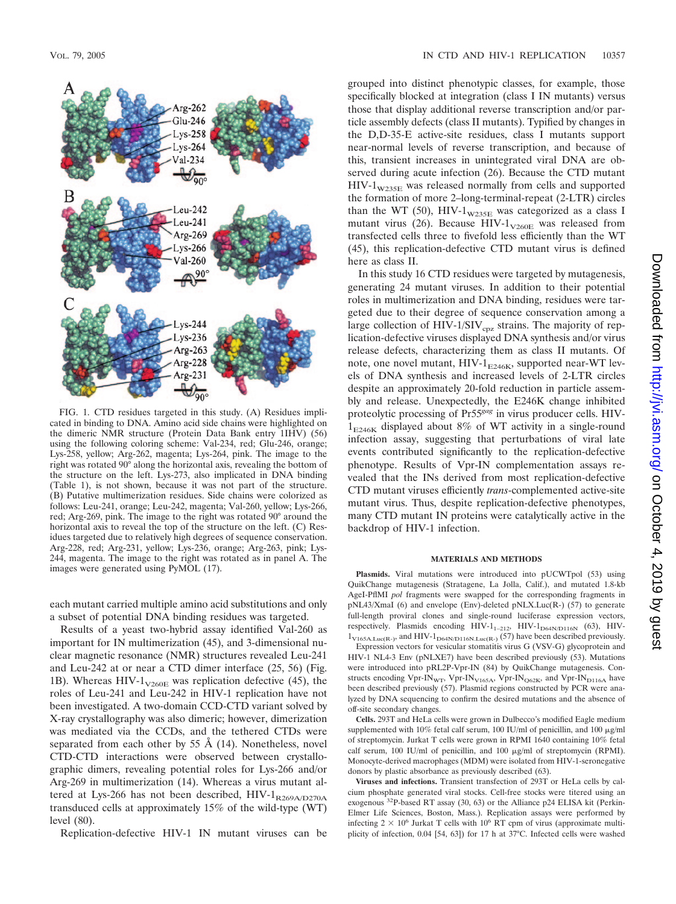FIG. 1. CTD residues targeted in this study. (A) Residues implicated in binding to DNA. Amino acid side chains were highlighted on the dimeric NMR structure (Protein Data Bank entry 1IHV) (56) using the following coloring scheme: Val-234, red; Glu-246, orange; Lys-258, yellow; Arg-262, magenta; Lys-264, pink. The image to the right was rotated 90° along the horizontal axis, revealing the bottom of the structure on the left. Lys-273, also implicated in DNA binding (Table 1), is not shown, because it was not part of the structure. (B) Putative multimerization residues. Side chains were colorized as follows: Leu-241, orange; Leu-242, magenta; Val-260, yellow; Lys-266, red; Arg-269, pink. The image to the right was rotated 90° around the horizontal axis to reveal the top of the structure on the left. (C) Residues targeted due to relatively high degrees of sequence conservation. Arg-228, red; Arg-231, yellow; Lys-236, orange; Arg-263, pink; Lys-244, magenta. The image to the right was rotated as in panel A. The images were generated using PyMOL (17).

each mutant carried multiple amino acid substitutions and only a subset of potential DNA binding residues was targeted.

Results of a yeast two-hybrid assay identified Val-260 as important for IN multimerization (45), and 3-dimensional nuclear magnetic resonance (NMR) structures revealed Leu-241 and Leu-242 at or near a CTD dimer interface (25, 56) (Fig. 1B). Whereas HIV-$1_{V260E}$ was replication defective (45), the roles of Leu-241 and Leu-242 in HIV-1 replication have not been investigated. A two-domain CCD-CTD variant solved by X-ray crystallography was also dimeric; however, dimerization was mediated via the CCDs, and the tethered CTDs were separated from each other by 55 Å (14). Nonetheless, novel CTD-CTD interactions were observed between crystallographic dimers, revealing potential roles for Lys-266 and/or Arg-269 in multimerization (14). Whereas a virus mutant altered at Lys-266 has not been described, HIV-$1_{R269A/D270A}$ transduced cells at approximately 15% of the wild-type (WT) level (80).

Replication-defective HIV-1 IN mutant viruses can be grouped into distinct phenotypic classes, for example, those specifically blocked at integration (class I IN mutants) versus those that display additional reverse transcription and/or particle assembly defects (class II mutants). Typified by changes in the D,D-35-E active-site residues, class I mutants support near-normal levels of reverse transcription, and because of this, transient increases in unintegrated viral DNA are observed during acute infection (26). Because the CTD mutant HIV-$1_{W235E}$ was released normally from cells and supported the formation of more 2–long-terminal-repeat (2-LTR) circles than the WT (50), HIV-$1_{W235E}$ was categorized as a class I mutant virus (26). Because HIV-$1_{V260E}$ was released from transfected cells three to fivefold less efficiently than the WT (45), this replication-defective CTD mutant virus is defined here as class II.

In this study 16 CTD residues were targeted by mutagenesis, generating 24 mutant viruses. In addition to their potential roles in multimerization and DNA binding, residues were targeted due to their degree of sequence conservation among a large collection of HIV-1/$SIV_{cpz}$ strains. The majority of replication-defective viruses displayed DNA synthesis and/or virus release defects, characterizing them as class II mutants. Of note, one novel mutant, HIV-$1_{E246K}$, supported near-WT levels of DNA synthesis and increased levels of 2-LTR circles despite an approximately 20-fold reduction in particle assembly and release. Unexpectedly, the E246K change inhibited proteolytic processing of $Pr55^{gag}$ in virus producer cells. HIV-$1_{E246K}$ displayed about 8% of WT activity in a single-round infection assay, suggesting that perturbations of viral late events contributed significantly to the replication-defective phenotype. Results of Vpr-IN complementation assays revealed that the INs derived from most replication-defective CTD mutant viruses efficiently *trans*-complemented active-site mutant virus. Thus, despite replication-defective phenotypes, many CTD mutant IN proteins were catalytically active in the backdrop of HIV-1 infection.

## MATERIALS AND METHODS

**Plasmids.** Viral mutations were introduced into pUCWTpol (53) using QuikChange mutagenesis (Stratagene, La Jolla, Calif.), and mutated 1.8-kb AgeI-PflMI *pol* fragments were swapped for the corresponding fragments in pNL43/XmaI (6) and envelope (Env)-deleted pNLX.Luc(R-) (57) to generate full-length proviral clones and single-round luciferase expression vectors, respectively. Plasmids encoding HIV-$1_{1-212}$, HIV-$1_{D64N/D116N}$ (63), HIV-$1_{V165A.Luc(R-)}$, and HIV-$1_{D64N/D116N.Luc(R-)}$ (57) have been described previously. Expression vectors for vesicular stomatitis virus G (VSV-G) glycoprotein and HIV-1 NL4-3 Env (pNLXE7) have been described previously (53). Mutations were introduced into pRL2P-Vpr-IN (84) by QuikChange mutagenesis. Constructs encoding Vpr-$IN_{WT}$, Vpr-$IN_{V165A}$, Vpr-$IN_{Q62K}$, and Vpr-$IN_{D116A}$ have been described previously (57). Plasmid regions constructed by PCR were analyzed by DNA sequencing to confirm the desired mutations and the absence of off-site secondary changes.

**Cells.** 293T and HeLa cells were grown in Dulbecco's modified Eagle medium supplemented with 10% fetal calf serum, 100 IU/ml of penicillin, and 100 μg/ml of streptomycin. Jurkat T cells were grown in RPMI 1640 containing 10% fetal calf serum, 100 IU/ml of penicillin, and 100 μg/ml of streptomycin (RPMI). Monocyte-derived macrophages (MDM) were isolated from HIV-1-seronegative donors by plastic absorbance as previously described (63).

**Viruses and infections.** Transient transfection of 293T or HeLa cells by calcium phosphate generated viral stocks. Cell-free stocks were titered using an exogenous $^{32}P$-based RT assay (30, 63) or the Alliance p24 ELISA kit (Perkin-Elmer Life Sciences, Boston, Mass.). Replication assays were performed by infecting $2 \times 10^6$ Jurkat T cells with $10^6$ RT cpm of virus (approximate multiplicity of infection, 0.04 [54, 63]) for 17 h at 37°C. Infected cells were washed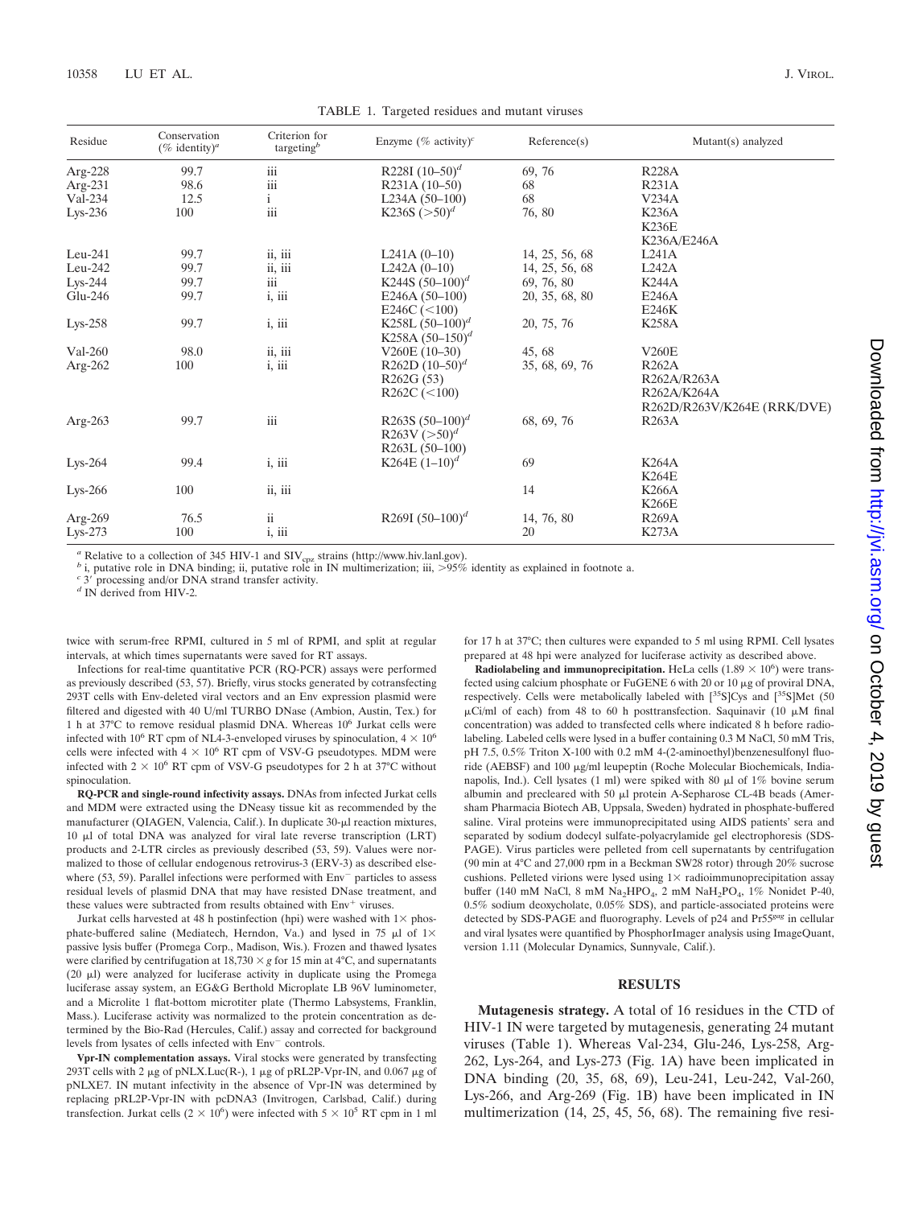TABLE 1. Targeted residues and mutant viruses

| Residue | Conservation (% identity)[a] | Criterion for targeting[b] | Enzyme (% activity)[c] | Reference(s) | Mutant(s) analyzed |
|---|---|---|---|---|---|
| Arg-228 | 99.7 | iii | R228I (10–50)[d] | 69, 76 | R228A |
| Arg-231 | 98.6 | iii | R231A (10–50) | 68 | R231A |
| Val-234 | 12.5 | i | L234A (50–100) | 68 | V234A |
| Lys-236 | 100 | iii | K236S (>50)[d] | 76, 80 | K236A |
| | | | | | K236E |
| | | | | | K236A/E246A |
| Leu-241 | 99.7 | ii, iii | L241A (0–10) | 14, 25, 56, 68 | L241A |
| Leu-242 | 99.7 | ii, iii | L242A (0–10) | 14, 25, 56, 68 | L242A |
| Lys-244 | 99.7 | iii | K244S (50–100)[d] | 69, 76, 80 | K244A |
| Glu-246 | 99.7 | i, iii | E246A (50–100) | 20, 35, 68, 80 | E246A |
| | | | E246C (<100) | | E246K |
| Lys-258 | 99.7 | i, iii | K258L (50–100)[d] | 20, 75, 76 | K258A |
| | | | K258A (50–150)[d] | | |
| Val-260 | 98.0 | ii, iii | V260E (10–30) | 45, 68 | V260E |
| Arg-262 | 100 | i, iii | R262D (10–50)[d] | 35, 68, 69, 76 | R262A |
| | | | R262G (53) | | R262A/R263A |
| | | | R262C (<100) | | R262A/K264A |
| | | | | | R262D/R263V/K264E (RRK/DVE) |
| Arg-263 | 99.7 | iii | R263S (50–100)[d] | 68, 69, 76 | R263A |
| | | | R263V (>50)[d] | | |
| | | | R263L (50–100) | | |
| Lys-264 | 99.4 | i, iii | K264E (1–10)[d] | 69 | K264A |
| | | | | | K264E |
| Lys-266 | 100 | ii, iii | | 14 | K266A |
| | | | | | K266E |
| Arg-269 | 76.5 | ii | R269I (50–100)[d] | 14, 76, 80 | R269A |
| Lys-273 | 100 | i, iii | | 20 | K273A |

[a] Relative to a collection of 345 HIV-1 and $SIV_{cpz}$ strains (http://www.hiv.lanl.gov).
[b] i, putative role in DNA binding; ii, putative role in IN multimerization; iii, >95% identity as explained in footnote a.
[c] 3′ processing and/or DNA strand transfer activity.
[d] IN derived from HIV-2.

twice with serum-free RPMI, cultured in 5 ml of RPMI, and split at regular intervals, at which times supernatants were saved for RT assays.

Infections for real-time quantitative PCR (RQ-PCR) assays were performed as previously described (53, 57). Briefly, virus stocks generated by cotransfecting 293T cells with Env-deleted viral vectors and an Env expression plasmid were filtered and digested with 40 U/ml TURBO DNase (Ambion, Austin, Tex.) for 1 h at 37°C to remove residual plasmid DNA. Whereas $10^6$ Jurkat cells were infected with $10^6$ RT cpm of NL4-3-enveloped viruses by spinoculation, $4 \times 10^6$ cells were infected with $4 \times 10^6$ RT cpm of VSV-G pseudotypes. MDM were infected with $2 \times 10^6$ RT cpm of VSV-G pseudotypes for 2 h at 37°C without spinoculation.

**RQ-PCR and single-round infectivity assays.** DNAs from infected Jurkat cells and MDM were extracted using the DNeasy tissue kit as recommended by the manufacturer (QIAGEN, Valencia, Calif.). In duplicate 30-μl reaction mixtures, 10 μl of total DNA was analyzed for viral late reverse transcription (LRT) products and 2-LTR circles as previously described (53, 59). Values were normalized to those of cellular endogenous retrovirus-3 (ERV-3) as described elsewhere (53, 59). Parallel infections were performed with $Env^-$ particles to assess residual levels of plasmid DNA that may have resisted DNase treatment, and these values were subtracted from results obtained with $Env^+$ viruses.

Jurkat cells harvested at 48 h postinfection (hpi) were washed with 1× phosphate-buffered saline (Mediatech, Herndon, Va.) and lysed in 75 μl of 1× passive lysis buffer (Promega Corp., Madison, Wis.). Frozen and thawed lysates were clarified by centrifugation at $18,730 \times g$ for 15 min at 4°C, and supernatants (20 μl) were analyzed for luciferase activity in duplicate using the Promega luciferase assay system, an EG&G Berthold Microplate LB 96V luminometer, and a Microlite 1 flat-bottom microtiter plate (Thermo Labsystems, Franklin, Mass.). Luciferase activity was normalized to the protein concentration as determined by the Bio-Rad (Hercules, Calif.) assay and corrected for background levels from lysates of cells infected with $Env^-$ controls.

**Vpr-IN complementation assays.** Viral stocks were generated by transfecting 293T cells with 2 μg of pNLX.Luc(R-), 1 μg of pRL2P-Vpr-IN, and 0.067 μg of pNLXE7. IN mutant infectivity in the absence of Vpr-IN was determined by replacing pRL2P-Vpr-IN with pcDNA3 (Invitrogen, Carlsbad, Calif.) during transfection. Jurkat cells ($2 \times 10^6$) were infected with $5 \times 10^5$ RT cpm in 1 ml for 17 h at 37°C; then cultures were expanded to 5 ml using RPMI. Cell lysates prepared at 48 hpi were analyzed for luciferase activity as described above.

**Radiolabeling and immunoprecipitation.** HeLa cells ($1.89 \times 10^6$) were transfected using calcium phosphate or FuGENE 6 with 20 or 10 μg of proviral DNA, respectively. Cells were metabolically labeled with [$^{35}$S]Cys and [$^{35}$S]Met (50 μCi/ml of each) from 48 to 60 h posttransfection. Saquinavir (10 μM final concentration) was added to transfected cells where indicated 8 h before radiolabeling. Labeled cells were lysed in a buffer containing 0.3 M NaCl, 50 mM Tris, pH 7.5, 0.5% Triton X-100 with 0.2 mM 4-(2-aminoethyl)benzenesulfonyl fluoride (AEBSF) and 100 μg/ml leupeptin (Roche Molecular Biochemicals, Indianapolis, Ind.). Cell lysates (1 ml) were spiked with 80 μl of 1% bovine serum albumin and precleared with 50 μl protein A-Sepharose CL-4B beads (Amersham Pharmacia Biotech AB, Uppsala, Sweden) hydrated in phosphate-buffered saline. Viral proteins were immunoprecipitated using AIDS patients' sera and separated by sodium dodecyl sulfate-polyacrylamide gel electrophoresis (SDS-PAGE). Virus particles were pelleted from cell supernatants by centrifugation (90 min at 4°C and 27,000 rpm in a Beckman SW28 rotor) through 20% sucrose cushions. Pelleted virions were lysed using 1× radioimmunoprecipitation assay buffer (140 mM NaCl, 8 mM $Na_2HPO_4$, 2 mM $NaH_2PO_4$, 1% Nonidet P-40, 0.5% sodium deoxycholate, 0.05% SDS), and particle-associated proteins were detected by SDS-PAGE and fluorography. Levels of p24 and $Pr55^{gag}$ in cellular and viral lysates were quantified by PhosphorImager analysis using ImageQuant, version 1.11 (Molecular Dynamics, Sunnyvale, Calif.).

## RESULTS

**Mutagenesis strategy.** A total of 16 residues in the CTD of HIV-1 IN were targeted by mutagenesis, generating 24 mutant viruses (Table 1). Whereas Val-234, Glu-246, Lys-258, Arg-262, Lys-264, and Lys-273 (Fig. 1A) have been implicated in DNA binding (20, 35, 68, 69), Leu-241, Leu-242, Val-260, Lys-266, and Arg-269 (Fig. 1B) have been implicated in IN multimerization (14, 25, 45, 56, 68). The remaining five resi-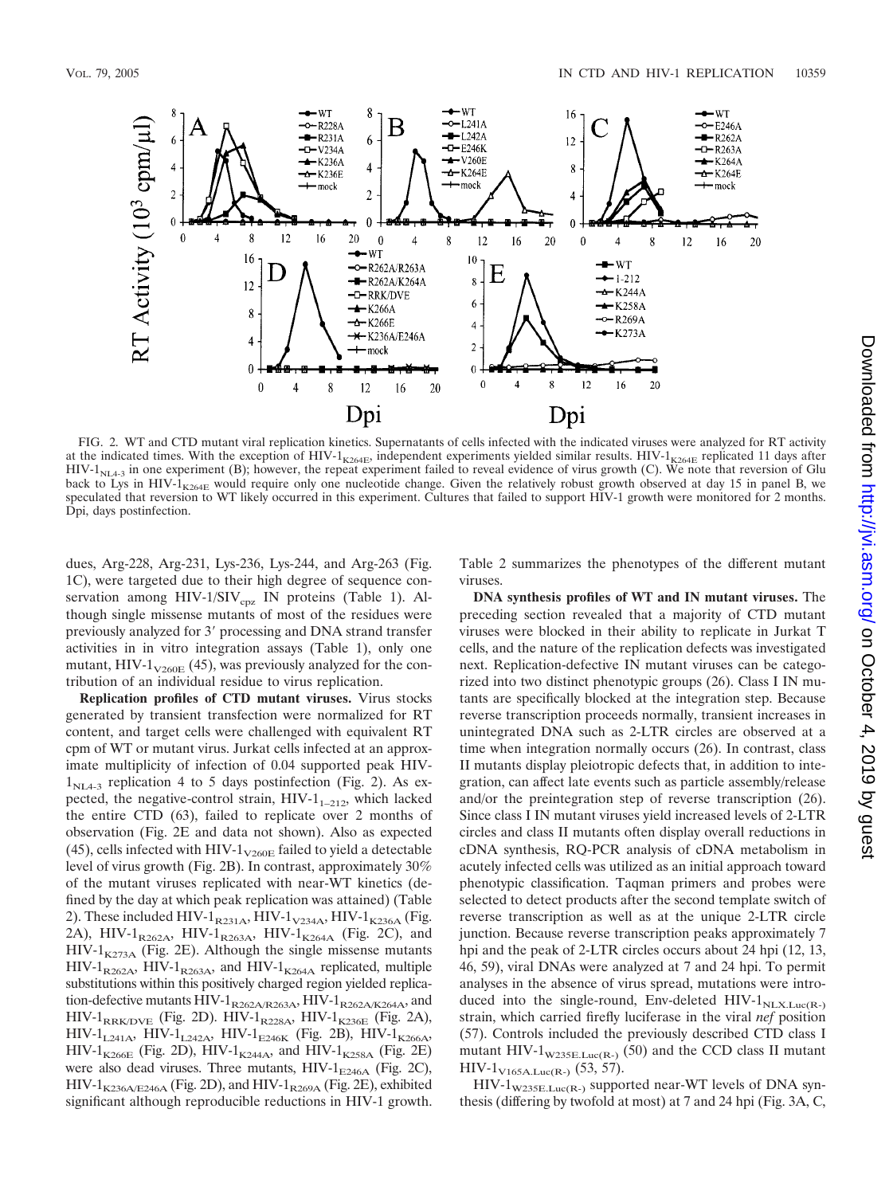FIG. 2. WT and CTD mutant viral replication kinetics. Supernatants of cells infected with the indicated viruses were analyzed for RT activity at the indicated times. With the exception of HIV-$1_{K264E}$, independent experiments yielded similar results. HIV-$1_{K264E}$ replicated 11 days after HIV-$1_{NL4-3}$ in one experiment (B); however, the repeat experiment failed to reveal evidence of virus growth (C). We note that reversion of Glu back to Lys in HIV-$1_{K264E}$ would require only one nucleotide change. Given the relatively robust growth observed at day 15 in panel B, we speculated that reversion to WT likely occurred in this experiment. Cultures that failed to support HIV-1 growth were monitored for 2 months. Dpi, days postinfection.

dues, Arg-228, Arg-231, Lys-236, Lys-244, and Arg-263 (Fig. 1C), were targeted due to their high degree of sequence conservation among HIV-1/$SIV_{cpz}$ IN proteins (Table 1). Although single missense mutants of most of the residues were previously analyzed for 3′ processing and DNA strand transfer activities in in vitro integration assays (Table 1), only one mutant, HIV-$1_{V260E}$ (45), was previously analyzed for the contribution of an individual residue to virus replication.

**Replication profiles of CTD mutant viruses.** Virus stocks generated by transient transfection were normalized for RT content, and target cells were challenged with equivalent RT cpm of WT or mutant virus. Jurkat cells infected at an approximate multiplicity of infection of 0.04 supported peak HIV-$1_{NL4-3}$ replication 4 to 5 days postinfection (Fig. 2). As expected, the negative-control strain, HIV-$1_{1-212}$, which lacked the entire CTD (63), failed to replicate over 2 months of observation (Fig. 2E and data not shown). Also as expected (45), cells infected with HIV-$1_{V260E}$ failed to yield a detectable level of virus growth (Fig. 2B). In contrast, approximately 30% of the mutant viruses replicated with near-WT kinetics (defined by the day at which peak replication was attained) (Table 2). These included HIV-$1_{R231A}$, HIV-$1_{V234A}$, HIV-$1_{K236A}$ (Fig. 2A), HIV-$1_{R262A}$, HIV-$1_{R263A}$, HIV-$1_{K264A}$ (Fig. 2C), and HIV-$1_{K273A}$ (Fig. 2E). Although the single missense mutants HIV-$1_{R262A}$, HIV-$1_{R263A}$, and HIV-$1_{K264A}$ replicated, multiple substitutions within this positively charged region yielded replication-defective mutants HIV-$1_{R262A/R263A}$, HIV-$1_{R262A/K264A}$, and HIV-$1_{RRK/DVE}$ (Fig. 2D). HIV-$1_{R228A}$, HIV-$1_{K236E}$ (Fig. 2A), HIV-$1_{L241A}$, HIV-$1_{L242A}$, HIV-$1_{E246K}$ (Fig. 2B), HIV-$1_{K266A}$, HIV-$1_{K266E}$ (Fig. 2D), HIV-$1_{K244A}$, and HIV-$1_{K258A}$ (Fig. 2E) were also dead viruses. Three mutants, HIV-$1_{E246A}$ (Fig. 2C), HIV-$1_{K236A/E246A}$ (Fig. 2D), and HIV-$1_{R269A}$ (Fig. 2E), exhibited significant although reproducible reductions in HIV-1 growth. Table 2 summarizes the phenotypes of the different mutant viruses.

**DNA synthesis profiles of WT and IN mutant viruses.** The preceding section revealed that a majority of CTD mutant viruses were blocked in their ability to replicate in Jurkat T cells, and the nature of the replication defects was investigated next. Replication-defective IN mutant viruses can be categorized into two distinct phenotypic groups (26). Class I IN mutants are specifically blocked at the integration step. Because reverse transcription proceeds normally, transient increases in unintegrated DNA such as 2-LTR circles are observed at a time when integration normally occurs (26). In contrast, class II mutants display pleiotropic defects that, in addition to integration, can affect late events such as particle assembly/release and/or the preintegration step of reverse transcription (26). Since class I IN mutant viruses yield increased levels of 2-LTR circles and class II mutants often display overall reductions in cDNA synthesis, RQ-PCR analysis of cDNA metabolism in acutely infected cells was utilized as an initial approach toward phenotypic classification. Taqman primers and probes were selected to detect products after the second template switch of reverse transcription as well as at the unique 2-LTR circle junction. Because reverse transcription peaks approximately 7 hpi and the peak of 2-LTR circles occurs about 24 hpi (12, 13, 46, 59), viral DNAs were analyzed at 7 and 24 hpi. To permit analyses in the absence of virus spread, mutations were introduced into the single-round, Env-deleted HIV-$1_{NLX.Luc(R-)}$ strain, which carried firefly luciferase in the viral *nef* position (57). Controls included the previously described CTD class I mutant HIV-$1_{W235E.Luc(R-)}$ (50) and the CCD class II mutant HIV-$1_{V165A.Luc(R-)}$ (53, 57).

HIV-$1_{W235E.Luc(R-)}$ supported near-WT levels of DNA synthesis (differing by twofold at most) at 7 and 24 hpi (Fig. 3A, C,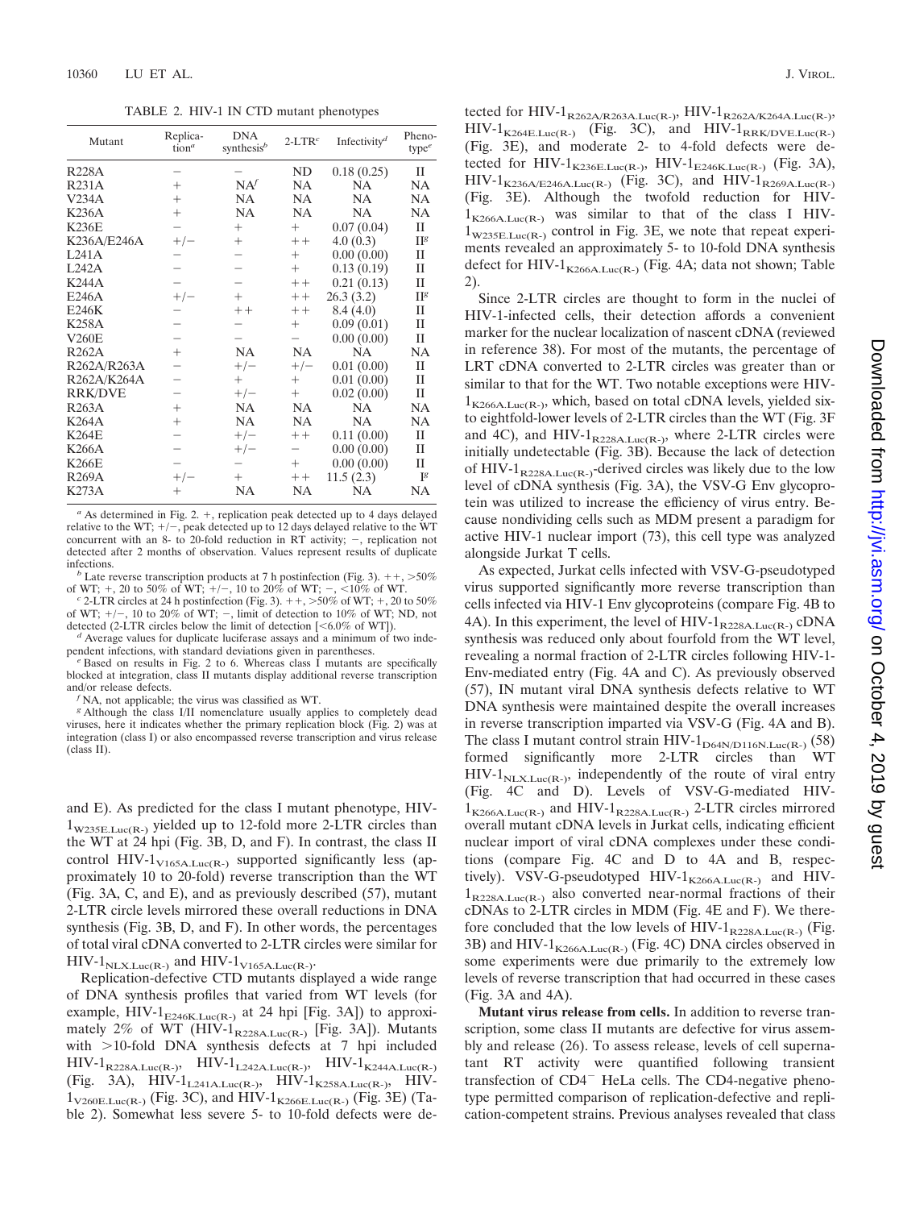TABLE 2. HIV-1 IN CTD mutant phenotypes

| Mutant | Replication[a] | DNA synthesis[b] | 2-LTR[c] | Infectivity[d] | Phenotype[e] |
|---|---|---|---|---|---|
| R228A | − | − | ND | 0.18 (0.25) | II |
| R231A | + | NA[f] | NA | NA | NA |
| V234A | + | NA | NA | NA | NA |
| K236A | + | NA | NA | NA | NA |
| K236E | − | + | + | 0.07 (0.04) | II |
| K236A/E246A | +/− | + | ++ | 4.0 (0.3) | II[g] |
| L241A | − | − | + | 0.00 (0.00) | II |
| L242A | − | − | + | 0.13 (0.19) | II |
| K244A | − | − | ++ | 0.21 (0.13) | II |
| E246A | +/− | + | ++ | 26.3 (3.2) | II[g] |
| E246K | − | ++ | ++ | 8.4 (4.0) | II |
| K258A | − | − | + | 0.09 (0.01) | II |
| V260E | − | − | − | 0.00 (0.00) | II |
| R262A | + | NA | NA | NA | NA |
| R262A/R263A | − | +/− | +/− | 0.01 (0.00) | II |
| R262A/K264A | − | + | + | 0.01 (0.00) | II |
| RRK/DVE | − | +/− | + | 0.02 (0.00) | II |
| R263A | + | NA | NA | NA | NA |
| K264A | + | NA | NA | NA | NA |
| K264E | − | +/− | ++ | 0.11 (0.00) | II |
| K266A | − | +/− | − | 0.00 (0.00) | II |
| K266E | − | − | + | 0.00 (0.00) | II |
| R269A | +/− | + | ++ | 11.5 (2.3) | I[g] |
| K273A | + | NA | NA | NA | NA |

[a] As determined in Fig. 2. +, replication peak detected up to 4 days delayed relative to the WT; +/−, peak detected up to 12 days delayed relative to the WT concurrent with an 8- to 20-fold reduction in RT activity; −, replication not detected after 2 months of observation. Values represent results of duplicate infections.

[b] Late reverse transcription products at 7 h postinfection (Fig. 3). ++, >50% of WT; +, 20 to 50% of WT; +/−, 10 to 20% of WT; −, <10% of WT.

[c] 2-LTR circles at 24 h postinfection (Fig. 3). ++, >50% of WT; +, 20 to 50% of WT; +/−, 10 to 20% of WT; −, limit of detection to 10% of WT; ND, not detected (2-LTR circles below the limit of detection [<6.0% of WT]).

[d] Average values for duplicate luciferase assays and a minimum of two independent infections, with standard deviations given in parentheses.

[e] Based on results in Fig. 2 to 6. Whereas class I mutants are specifically blocked at integration, class II mutants display additional reverse transcription and/or release defects.

[f] NA, not applicable; the virus was classified as WT.

[g] Although the class I/II nomenclature usually applies to completely dead viruses, here it indicates whether the primary replication block (Fig. 2) was at integration (class I) or also encompassed reverse transcription and virus release (class II).

and E). As predicted for the class I mutant phenotype, HIV-$1_{W235E.Luc(R-)}$ yielded up to 12-fold more 2-LTR circles than the WT at 24 hpi (Fig. 3B, D, and F). In contrast, the class II control HIV-$1_{V165A.Luc(R-)}$ supported significantly less (approximately 10 to 20-fold) reverse transcription than the WT (Fig. 3A, C, and E), and as previously described (57), mutant 2-LTR circle levels mirrored these overall reductions in DNA synthesis (Fig. 3B, D, and F). In other words, the percentages of total viral cDNA converted to 2-LTR circles were similar for HIV-$1_{NLX.Luc(R-)}$ and HIV-$1_{V165A.Luc(R-)}$.

Replication-defective CTD mutants displayed a wide range of DNA synthesis profiles that varied from WT levels (for example, HIV-$1_{E246K.Luc(R-)}$ at 24 hpi [Fig. 3A]) to approximately 2% of WT (HIV-$1_{R228A.Luc(R-)}$ [Fig. 3A]). Mutants with >10-fold DNA synthesis defects at 7 hpi included HIV-$1_{R228A.Luc(R-)}$, HIV-$1_{L242A.Luc(R-)}$, HIV-$1_{K244A.Luc(R-)}$ (Fig. 3A), HIV-$1_{L241A.Luc(R-)}$, HIV-$1_{K258A.Luc(R-)}$, HIV-$1_{V260E.Luc(R-)}$ (Fig. 3C), and HIV-$1_{K266E.Luc(R-)}$ (Fig. 3E) (Table 2). Somewhat less severe 5- to 10-fold defects were detected for HIV-$1_{R262A/R263A.Luc(R-)}$, HIV-$1_{R262A/K264A.Luc(R-)}$, HIV-$1_{K264E.Luc(R-)}$ (Fig. 3C), and HIV-$1_{RRK/DVE.Luc(R-)}$ (Fig. 3E), and moderate 2- to 4-fold defects were detected for HIV-$1_{K236E.Luc(R-)}$, HIV-$1_{E246K.Luc(R-)}$ (Fig. 3A), HIV-$1_{K236A/E246A.Luc(R-)}$ (Fig. 3C), and HIV-$1_{R269A.Luc(R-)}$ (Fig. 3E). Although the twofold reduction for HIV-$1_{K266A.Luc(R-)}$ was similar to that of the class I HIV-$1_{W235E.Luc(R-)}$ control in Fig. 3E, we note that repeat experiments revealed an approximately 5- to 10-fold DNA synthesis defect for HIV-$1_{K266A.Luc(R-)}$ (Fig. 4A; data not shown; Table 2).

Since 2-LTR circles are thought to form in the nuclei of HIV-1-infected cells, their detection affords a convenient marker for the nuclear localization of nascent cDNA (reviewed in reference 38). For most of the mutants, the percentage of LRT cDNA converted to 2-LTR circles was greater than or similar to that for the WT. Two notable exceptions were HIV-$1_{K266A.Luc(R-)}$, which, based on total cDNA levels, yielded six- to eightfold-lower levels of 2-LTR circles than the WT (Fig. 3F and 4C), and HIV-$1_{R228A.Luc(R-)}$, where 2-LTR circles were initially undetectable (Fig. 3B). Because the lack of detection of HIV-$1_{R228A.Luc(R-)}$-derived circles was likely due to the low level of cDNA synthesis (Fig. 3A), the VSV-G Env glycoprotein was utilized to increase the efficiency of virus entry. Because nondividing cells such as MDM present a paradigm for active HIV-1 nuclear import (73), this cell type was analyzed alongside Jurkat T cells.

As expected, Jurkat cells infected with VSV-G-pseudotyped virus supported significantly more reverse transcription than cells infected via HIV-1 Env glycoproteins (compare Fig. 4B to 4A). In this experiment, the level of HIV-$1_{R228A.Luc(R-)}$ cDNA synthesis was reduced only about fourfold from the WT level, revealing a normal fraction of 2-LTR circles following HIV-1-Env-mediated entry (Fig. 4A and C). As previously observed (57), IN mutant viral DNA synthesis defects relative to WT DNA synthesis were maintained despite the overall increases in reverse transcription imparted via VSV-G (Fig. 4A and B). The class I mutant control strain HIV-$1_{D64N/D116N.Luc(R-)}$ (58) formed significantly more 2-LTR circles than WT HIV-$1_{NLX.Luc(R-)}$, independently of the route of viral entry (Fig. 4C and D). Levels of VSV-G-mediated HIV-$1_{K266A.Luc(R-)}$ and HIV-$1_{R228A.Luc(R-)}$ 2-LTR circles mirrored overall mutant cDNA levels in Jurkat cells, indicating efficient nuclear import of viral cDNA complexes under these conditions (compare Fig. 4C and D to 4A and B, respectively). VSV-G-pseudotyped HIV-$1_{K266A.Luc(R-)}$ and HIV-$1_{R228A.Luc(R-)}$ also converted near-normal fractions of their cDNAs to 2-LTR circles in MDM (Fig. 4E and F). We therefore concluded that the low levels of HIV-$1_{R228A.Luc(R-)}$ (Fig. 3B) and HIV-$1_{K266A.Luc(R-)}$ (Fig. 4C) DNA circles observed in some experiments were due primarily to the extremely low levels of reverse transcription that had occurred in these cases (Fig. 3A and 4A).

**Mutant virus release from cells.** In addition to reverse transcription, some class II mutants are defective for virus assembly and release (26). To assess release, levels of cell supernatant RT activity were quantified following transient transfection of $CD4^-$ HeLa cells. The CD4-negative phenotype permitted comparison of replication-defective and replication-competent strains. Previous analyses revealed that class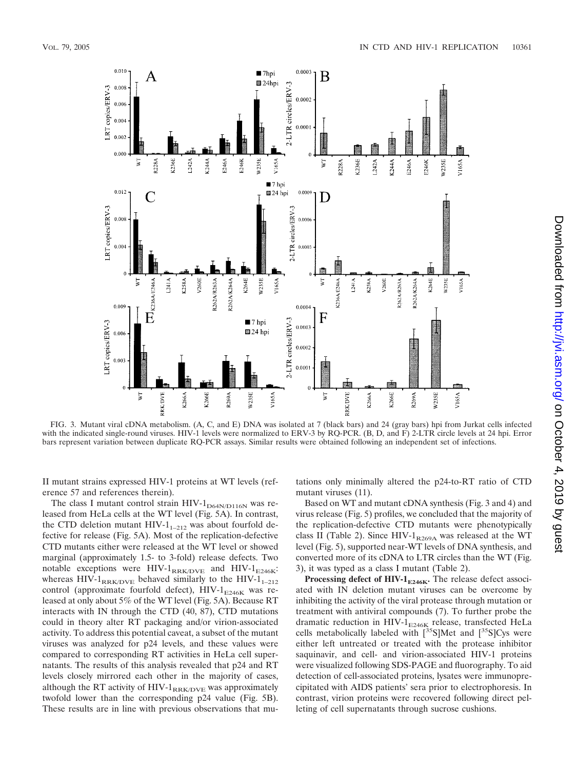FIG. 3. Mutant viral cDNA metabolism. (A, C, and E) DNA was isolated at 7 (black bars) and 24 (gray bars) hpi from Jurkat cells infected with the indicated single-round viruses. HIV-1 levels were normalized to ERV-3 by RQ-PCR. (B, D, and F) 2-LTR circle levels at 24 hpi. Error bars represent variation between duplicate RQ-PCR assays. Similar results were obtained following an independent set of infections.

II mutant strains expressed HIV-1 proteins at WT levels (reference 57 and references therein).

The class I mutant control strain HIV-$1_{D64N/D116N}$ was released from HeLa cells at the WT level (Fig. 5A). In contrast, the CTD deletion mutant HIV-$1_{1-212}$ was about fourfold defective for release (Fig. 5A). Most of the replication-defective CTD mutants either were released at the WT level or showed marginal (approximately 1.5- to 3-fold) release defects. Two notable exceptions were HIV-$1_{RRK/DVE}$ and HIV-$1_{E246K}$: whereas HIV-$1_{RRK/DVE}$ behaved similarly to the HIV-$1_{1-212}$ control (approximate fourfold defect), HIV-$1_{E246K}$ was released at only about 5% of the WT level (Fig. 5A). Because RT interacts with IN through the CTD (40, 87), CTD mutations could in theory alter RT packaging and/or virion-associated activity. To address this potential caveat, a subset of the mutant viruses was analyzed for p24 levels, and these values were compared to corresponding RT activities in HeLa cell supernatants. The results of this analysis revealed that p24 and RT levels closely mirrored each other in the majority of cases, although the RT activity of HIV-$1_{RRK/DVE}$ was approximately twofold lower than the corresponding p24 value (Fig. 5B). These results are in line with previous observations that mutations only minimally altered the p24-to-RT ratio of CTD mutant viruses (11).

Based on WT and mutant cDNA synthesis (Fig. 3 and 4) and virus release (Fig. 5) profiles, we concluded that the majority of the replication-defective CTD mutants were phenotypically class II (Table 2). Since HIV-$1_{R269A}$ was released at the WT level (Fig. 5), supported near-WT levels of DNA synthesis, and converted more of its cDNA to LTR circles than the WT (Fig. 3), it was typed as a class I mutant (Table 2).

**Processing defect of HIV-$1_{E246K}$.** The release defect associated with IN deletion mutant viruses can be overcome by inhibiting the activity of the viral protease through mutation or treatment with antiviral compounds (7). To further probe the dramatic reduction in HIV-$1_{E246K}$ release, transfected HeLa cells metabolically labeled with [$^{35}$S]Met and [$^{35}$S]Cys were either left untreated or treated with the protease inhibitor saquinavir, and cell- and virion-associated HIV-1 proteins were visualized following SDS-PAGE and fluorography. To aid detection of cell-associated proteins, lysates were immunoprecipitated with AIDS patients' sera prior to electrophoresis. In contrast, virion proteins were recovered following direct pelleting of cell supernatants through sucrose cushions.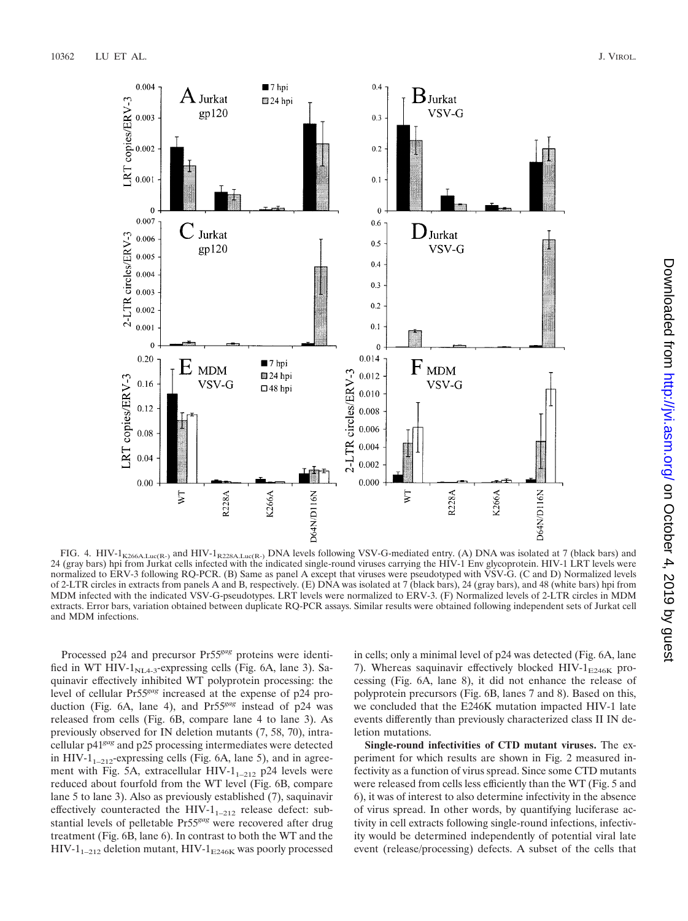FIG. 4. HIV-$1_{K266A.Luc(R-)}$ and HIV-$1_{R228A.Luc(R-)}$ DNA levels following VSV-G-mediated entry. (A) DNA was isolated at 7 (black bars) and 24 (gray bars) hpi from Jurkat cells infected with the indicated single-round viruses carrying the HIV-1 Env glycoprotein. HIV-1 LRT levels were normalized to ERV-3 following RQ-PCR. (B) Same as panel A except that viruses were pseudotyped with VSV-G. (C and D) Normalized levels of 2-LTR circles in extracts from panels A and B, respectively. (E) DNA was isolated at 7 (black bars), 24 (gray bars), and 48 (white bars) hpi from MDM infected with the indicated VSV-G-pseudotypes. LRT levels were normalized to ERV-3. (F) Normalized levels of 2-LTR circles in MDM extracts. Error bars, variation obtained between duplicate RQ-PCR assays. Similar results were obtained following independent sets of Jurkat cell and MDM infections.

Processed p24 and precursor Pr55*gag* proteins were identified in WT HIV-$1_{NL4-3}$-expressing cells (Fig. 6A, lane 3). Saquinavir effectively inhibited WT polyprotein processing: the level of cellular Pr55*gag* increased at the expense of p24 production (Fig. 6A, lane 4), and Pr55*gag* instead of p24 was released from cells (Fig. 6B, compare lane 4 to lane 3). As previously observed for IN deletion mutants (7, 58, 70), intracellular p41*gag* and p25 processing intermediates were detected in HIV-$1_{1-212}$-expressing cells (Fig. 6A, lane 5), and in agreement with Fig. 5A, extracellular HIV-$1_{1-212}$ p24 levels were reduced about fourfold from the WT level (Fig. 6B, compare lane 5 to lane 3). Also as previously established (7), saquinavir effectively counteracted the HIV-$1_{1-212}$ release defect: substantial levels of pelletable Pr55*gag* were recovered after drug treatment (Fig. 6B, lane 6). In contrast to both the WT and the HIV-$1_{1-212}$ deletion mutant, HIV-$1_{E246K}$ was poorly processed in cells; only a minimal level of p24 was detected (Fig. 6A, lane 7). Whereas saquinavir effectively blocked HIV-$1_{E246K}$ processing (Fig. 6A, lane 8), it did not enhance the release of polyprotein precursors (Fig. 6B, lanes 7 and 8). Based on this, we concluded that the E246K mutation impacted HIV-1 late events differently than previously characterized class II IN deletion mutations.

**Single-round infectivities of CTD mutant viruses.** The experiment for which results are shown in Fig. 2 measured infectivity as a function of virus spread. Since some CTD mutants were released from cells less efficiently than the WT (Fig. 5 and 6), it was of interest to also determine infectivity in the absence of virus spread. In other words, by quantifying luciferase activity in cell extracts following single-round infections, infectivity would be determined independently of potential viral late event (release/processing) defects. A subset of the cells that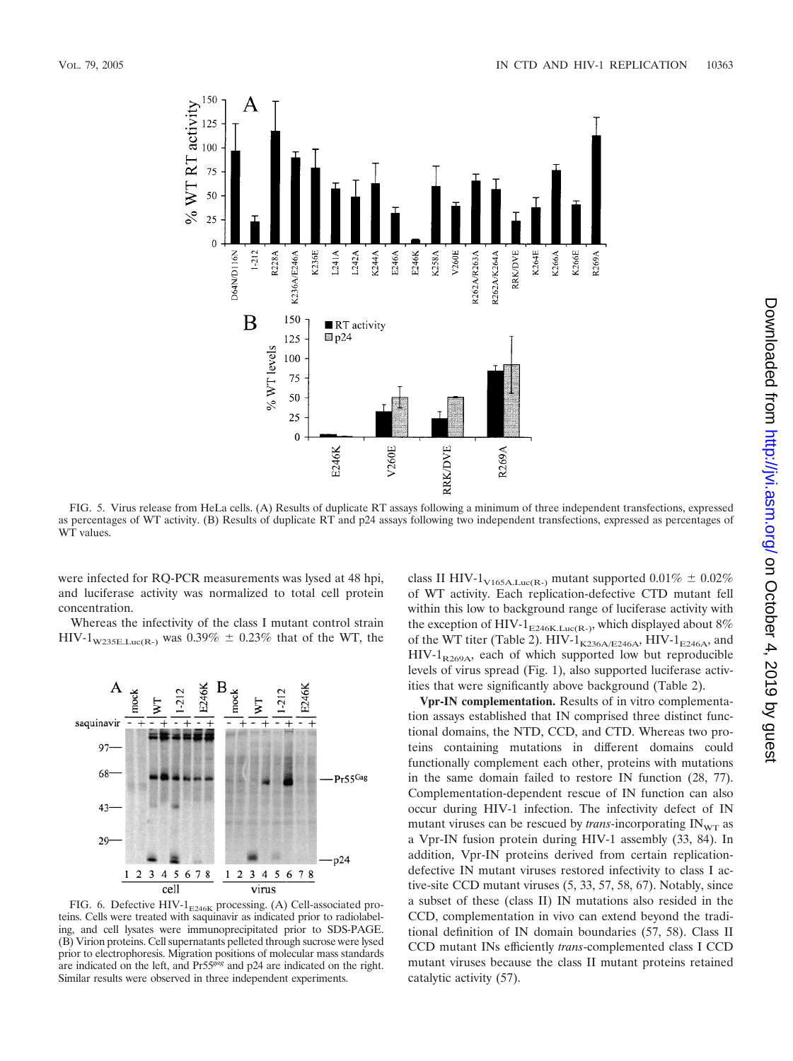FIG. 5. Virus release from HeLa cells. (A) Results of duplicate RT assays following a minimum of three independent transfections, expressed as percentages of WT activity. (B) Results of duplicate RT and p24 assays following two independent transfections, expressed as percentages of WT values.

were infected for RQ-PCR measurements was lysed at 48 hpi, and luciferase activity was normalized to total cell protein concentration.

Whereas the infectivity of the class I mutant control strain HIV-$1_{\mathrm{W235E.Luc(R-)}}$ was 0.39% ± 0.23% that of the WT, the class II HIV-$1_{\mathrm{V165A.Luc(R-)}}$ mutant supported 0.01% ± 0.02% of WT activity. Each replication-defective CTD mutant fell within this low to background range of luciferase activity with the exception of HIV-$1_{\mathrm{E246K.Luc(R-)}}$, which displayed about 8% of the WT titer (Table 2). HIV-$1_{\mathrm{K236A/E246A}}$, HIV-$1_{\mathrm{E246A}}$, and HIV-$1_{\mathrm{R269A}}$, each of which supported low but reproducible levels of virus spread (Fig. 1), also supported luciferase activities that were significantly above background (Table 2).

FIG. 6. Defective HIV-$1_{\mathrm{E246K}}$ processing. (A) Cell-associated proteins. Cells were treated with saquinavir as indicated prior to radiolabeling, and cell lysates were immunoprecipitated prior to SDS-PAGE. (B) Virion proteins. Cell supernatants pelleted through sucrose were lysed prior to electrophoresis. Migration positions of molecular mass standards are indicated on the left, and $\mathrm{Pr55}^{gag}$ and p24 are indicated on the right. Similar results were observed in three independent experiments.

**Vpr-IN complementation.** Results of in vitro complementation assays established that IN comprised three distinct functional domains, the NTD, CCD, and CTD. Whereas two proteins containing mutations in different domains could functionally complement each other, proteins with mutations in the same domain failed to restore IN function (28, 77). Complementation-dependent rescue of IN function can also occur during HIV-1 infection. The infectivity defect of IN mutant viruses can be rescued by *trans*-incorporating $\mathrm{IN_{WT}}$ as a Vpr-IN fusion protein during HIV-1 assembly (33, 84). In addition, Vpr-IN proteins derived from certain replication-defective IN mutant viruses restored infectivity to class I active-site CCD mutant viruses (5, 33, 57, 58, 67). Notably, since a subset of these (class II) IN mutations also resided in the CCD, complementation in vivo can extend beyond the traditional definition of IN domain boundaries (57, 58). Class II CCD mutant INs efficiently *trans*-complemented class I CCD mutant viruses because the class II mutant proteins retained catalytic activity (57).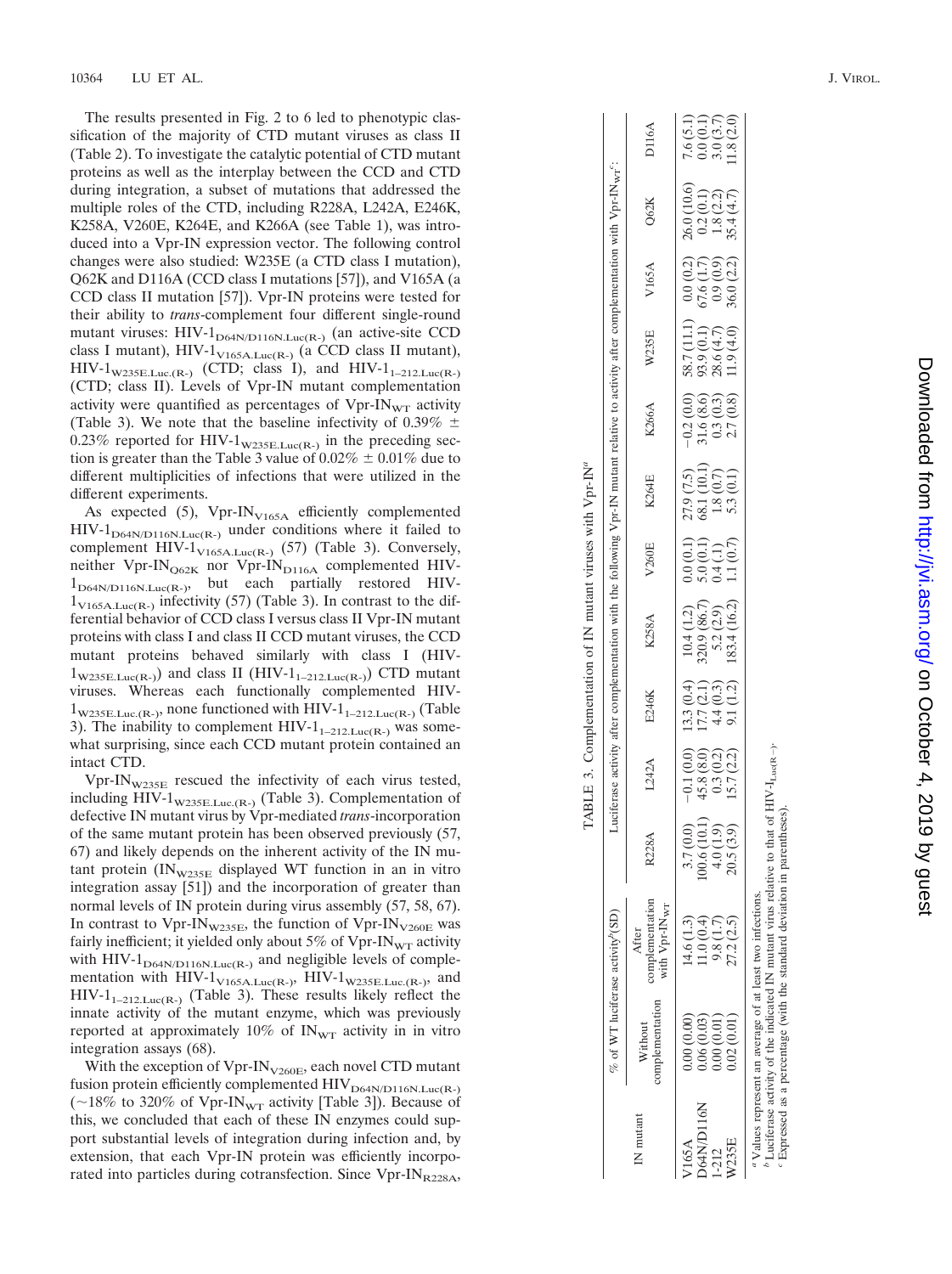The results presented in Fig. 2 to 6 led to phenotypic classification of the majority of CTD mutant viruses as class II (Table 2). To investigate the catalytic potential of CTD mutant proteins as well as the interplay between the CCD and CTD during integration, a subset of mutations that addressed the multiple roles of the CTD, including R228A, L242A, E246K, K258A, V260E, K264E, and K266A (see Table 1), was introduced into a Vpr-IN expression vector. The following control changes were also studied: W235E (a CTD class I mutation), Q62K and D116A (CCD class I mutations [57]), and V165A (a CCD class II mutation [57]). Vpr-IN proteins were tested for their ability to *trans*-complement four different single-round mutant viruses: HIV-$1_{D64N/D116N.Luc(R-)}$ (an active-site CCD class I mutant), HIV-$1_{V165A.Luc(R-)}$ (a CCD class II mutant), HIV-$1_{W235E.Luc.(R-)}$ (CTD; class I), and HIV-$1_{1-212.Luc(R-)}$ (CTD; class II). Levels of Vpr-IN mutant complementation activity were quantified as percentages of Vpr-$IN_{WT}$ activity (Table 3). We note that the baseline infectivity of 0.39% ± 0.23% reported for HIV-$1_{W235E.Luc(R-)}$ in the preceding section is greater than the Table 3 value of 0.02% ± 0.01% due to different multiplicities of infections that were utilized in the different experiments.

As expected (5), Vpr-$IN_{V165A}$ efficiently complemented HIV-$1_{D64N/D116N.Luc(R-)}$ under conditions where it failed to complement HIV-$1_{V165A.Luc(R-)}$ (57) (Table 3). Conversely, neither Vpr-$IN_{Q62K}$ nor Vpr-$IN_{D116A}$ complemented HIV-$1_{D64N/D116N.Luc(R-)}$, but each partially restored HIV-$1_{V165A.Luc(R-)}$ infectivity (57) (Table 3). In contrast to the differential behavior of CCD class I versus class II Vpr-IN mutant proteins with class I and class II CCD mutant viruses, the CCD mutant proteins behaved similarly with class I (HIV-$1_{W235E.Luc(R-)}$) and class II (HIV-$1_{1-212.Luc(R-)}$) CTD mutant viruses. Whereas each functionally complemented HIV-$1_{W235E.Luc.(R-)}$, none functioned with HIV-$1_{1-212.Luc(R-)}$ (Table 3). The inability to complement HIV-$1_{1-212.Luc(R-)}$ was somewhat surprising, since each CCD mutant protein contained an intact CTD.

Vpr-$IN_{W235E}$ rescued the infectivity of each virus tested, including HIV-$1_{W235E.Luc.(R-)}$ (Table 3). Complementation of defective IN mutant virus by Vpr-mediated *trans*-incorporation of the same mutant protein has been observed previously (57, 67) and likely depends on the inherent activity of the IN mutant protein ($IN_{W235E}$ displayed WT function in an in vitro integration assay [51]) and the incorporation of greater than normal levels of IN protein during virus assembly (57, 58, 67). In contrast to Vpr-$IN_{W235E}$, the function of Vpr-$IN_{V260E}$ was fairly inefficient; it yielded only about 5% of Vpr-$IN_{WT}$ activity with HIV-$1_{D64N/D116N.Luc(R-)}$ and negligible levels of complementation with HIV-$1_{V165A.Luc(R-)}$, HIV-$1_{W235E.Luc.(R-)}$, and HIV-$1_{1-212.Luc(R-)}$ (Table 3). These results likely reflect the innate activity of the mutant enzyme, which was previously reported at approximately 10% of $IN_{WT}$ activity in in vitro integration assays (68).

With the exception of Vpr-$IN_{V260E}$, each novel CTD mutant fusion protein efficiently complemented $HIV_{D64N/D116N.Luc(R-)}$ (~18% to 320% of Vpr-$IN_{WT}$ activity [Table 3]). Because of this, we concluded that each of these IN enzymes could support substantial levels of integration during infection and, by extension, that each Vpr-IN protein was efficiently incorporated into particles during cotransfection. Since Vpr-$IN_{R228A}$,

TABLE 3. Complementation of IN mutant viruses with Vpr-IN[a]

| IN mutant | % of WT luciferase activity[b] (SD) | | Luciferase activity after complementation with the following Vpr-IN mutant relative to activity after complementation with Vpr-$IN_{WT}$[c]: | | | | | | | | | | |
|---|---|---|---|---|---|---|---|---|---|---|---|---|---|
| | Without complementation | After complementation with Vpr-$IN_{WT}$ | R228A | L242A | E246K | K258A | V260E | K264E | K266A | W235E | V165A | Q62K | D116A |
| V165A | 0.00 (0.00) | 14.6 (1.3) | 3.7 (0.0) | −0.1 (0.0) | 13.3 (0.4) | 10.4 (1.2) | 0.0 (0.1) | 27.9 (7.5) | −0.2 (0.0) | 58.7 (11.1) | 0.0 (0.2) | 26.0 (10.6) | 7.6 (5.1) |
| D64N/D116N | 0.06 (0.03) | 11.0 (0.4) | 100.6 (10.1) | 45.8 (8.0) | 17.7 (2.1) | 320.9 (86.7) | 5.0 (0.1) | 68.1 (10.1) | 31.6 (8.6) | 93.9 (0.1) | 67.6 (1.7) | 0.2 (0.1) | 0.0 (0.1) |
| 1-212 | 0.00 (0.01) | 9.8 (1.7) | 4.0 (1.9) | 0.3 (0.2) | 4.4 (0.3) | 5.2 (2.9) | 0.4 (.1) | 1.8 (0.7) | 0.3 (0.3) | 28.6 (4.7) | 0.9 (0.9) | 1.8 (2.2) | 3.0 (3.7) |
| W235E | 0.02 (0.01) | 27.2 (2.5) | 20.5 (3.9) | 15.7 (2.2) | 9.1 (1.2) | 183.4 (16.2) | 1.1 (0.7) | 5.3 (0.1) | 2.7 (0.8) | 11.9 (4.0) | 36.0 (2.2) | 35.4 (4.7) | 11.8 (2.0) |

[a] Values represent an average of at least two infections.
[b] Luciferase activity of the indicated IN mutant virus relative to that of HIV-$1_{Luc(R-)}$.
[c] Expressed as a percentage (with the standard deviation in parentheses).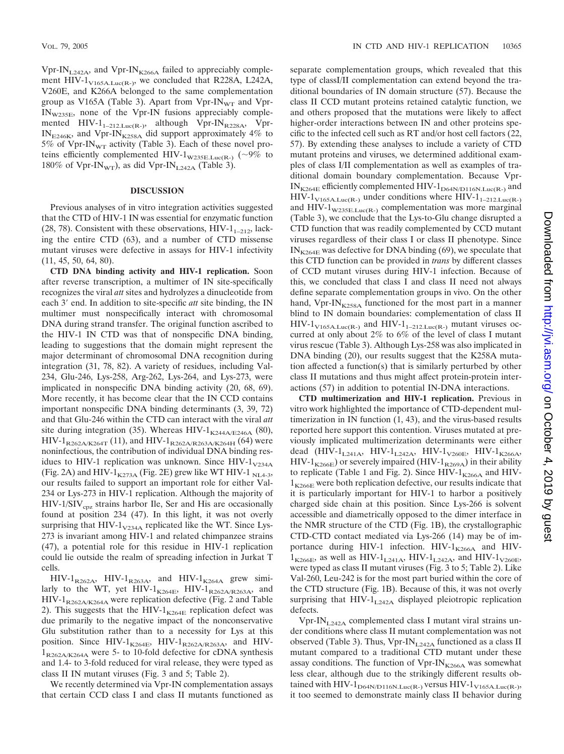$Vpr\text{-}IN_{L242A}$, and $Vpr\text{-}IN_{K266A}$ failed to appreciably complement $HIV\text{-}1_{V165A.Luc(R-)}$, we concluded that R228A, L242A, V260E, and K266A belonged to the same complementation group as V165A (Table 3). Apart from $Vpr\text{-}IN_{WT}$ and $Vpr\text{-}IN_{W235E}$, none of the Vpr-IN fusions appreciably complemented $HIV\text{-}1_{1\text{–}212.Luc(R-)}$, although $Vpr\text{-}IN_{R228A}$, $Vpr\text{-}IN_{E246K}$, and $Vpr\text{-}IN_{K258A}$ did support approximately 4% to 5% of $Vpr\text{-}IN_{WT}$ activity (Table 3). Each of these novel proteins efficiently complemented $HIV\text{-}1_{W235E.Luc(R-)}$ (~9% to 180% of $Vpr\text{-}IN_{WT}$), as did $Vpr\text{-}IN_{L242A}$ (Table 3).

## DISCUSSION

Previous analyses of in vitro integration activities suggested that the CTD of HIV-1 IN was essential for enzymatic function (28, 78). Consistent with these observations, $HIV\text{-}1_{1\text{–}212}$, lacking the entire CTD (63), and a number of CTD missense mutant viruses were defective in assays for HIV-1 infectivity (11, 45, 50, 64, 80).

**CTD DNA binding activity and HIV-1 replication.** Soon after reverse transcription, a multimer of IN site-specifically recognizes the viral *att* sites and hydrolyzes a dinucleotide from each 3′ end. In addition to site-specific *att* site binding, the IN multimer must nonspecifically interact with chromosomal DNA during strand transfer. The original function ascribed to the HIV-1 IN CTD was that of nonspecific DNA binding, leading to suggestions that the domain might represent the major determinant of chromosomal DNA recognition during integration (31, 78, 82). A variety of residues, including Val-234, Glu-246, Lys-258, Arg-262, Lys-264, and Lys-273, were implicated in nonspecific DNA binding activity (20, 68, 69). More recently, it has become clear that the IN CCD contains important nonspecific DNA binding determinants (3, 39, 72) and that Glu-246 within the CTD can interact with the viral *att* site during integration (35). Whereas $HIV\text{-}1_{K244A/E246A}$ (80), $HIV\text{-}1_{R262A/K264T}$ (11), and $HIV\text{-}1_{R262A/R263A/K264H}$ (64) were noninfectious, the contribution of individual DNA binding residues to HIV-1 replication was unknown. Since $HIV\text{-}1_{V234A}$ (Fig. 2A) and $HIV\text{-}1_{K273A}$ (Fig. 2E) grew like WT HIV-$1_{NL4\text{-}3}$, our results failed to support an important role for either Val-234 or Lys-273 in HIV-1 replication. Although the majority of HIV-1/$SIV_{cpz}$ strains harbor Ile, Ser and His are occasionally found at position 234 (47). In this light, it was not overly surprising that $HIV\text{-}1_{V234A}$ replicated like the WT. Since Lys-273 is invariant among HIV-1 and related chimpanzee strains (47), a potential role for this residue in HIV-1 replication could lie outside the realm of spreading infection in Jurkat T cells.

$HIV\text{-}1_{R262A}$, $HIV\text{-}1_{R263A}$, and $HIV\text{-}1_{K264A}$ grew similarly to the WT, yet $HIV\text{-}1_{K264E}$, $HIV\text{-}1_{R262A/R263A}$, and $HIV\text{-}1_{R262A/K264A}$ were replication defective (Fig. 2 and Table 2). This suggests that the $HIV\text{-}1_{K264E}$ replication defect was due primarily to the negative impact of the nonconservative Glu substitution rather than to a necessity for Lys at this position. Since $HIV\text{-}1_{K264E}$, $HIV\text{-}1_{R262A/R263A}$, and $HIV\text{-}1_{R262A/K264A}$ were 5- to 10-fold defective for cDNA synthesis and 1.4- to 3-fold reduced for viral release, they were typed as class II IN mutant viruses (Fig. 3 and 5; Table 2).

We recently determined via Vpr-IN complementation assays that certain CCD class I and class II mutants functioned as separate complementation groups, which revealed that this type of classI/II complementation can extend beyond the traditional boundaries of IN domain structure (57). Because the class II CCD mutant proteins retained catalytic function, we and others proposed that the mutations were likely to affect higher-order interactions between IN and other proteins specific to the infected cell such as RT and/or host cell factors (22, 57). By extending these analyses to include a variety of CTD mutant proteins and viruses, we determined additional examples of class I/II complementation as well as examples of traditional domain boundary complementation. Because $Vpr\text{-}IN_{K264E}$ efficiently complemented $HIV\text{-}1_{D64N/D116N.Luc(R-)}$ and $HIV\text{-}1_{V165A.Luc(R-)}$ under conditions where $HIV\text{-}1_{1\text{–}212.Luc(R-)}$ and $HIV\text{-}1_{W235E.Luc(R-)}$ complementation was more marginal (Table 3), we conclude that the Lys-to-Glu change disrupted a CTD function that was readily complemented by CCD mutant viruses regardless of their class I or class II phenotype. Since $IN_{K264E}$ was defective for DNA binding (69), we speculate that this CTD function can be provided in *trans* by different classes of CCD mutant viruses during HIV-1 infection. Because of this, we concluded that class I and class II need not always define separate complementation groups in vivo. On the other hand, $Vpr\text{-}IN_{K258A}$ functioned for the most part in a manner blind to IN domain boundaries: complementation of class II $HIV\text{-}1_{V165A.Luc(R-)}$ and $HIV\text{-}1_{1\text{–}212.Luc(R-)}$ mutant viruses occurred at only about 2% to 6% of the level of class I mutant virus rescue (Table 3). Although Lys-258 was also implicated in DNA binding (20), our results suggest that the K258A mutation affected a function(s) that is similarly perturbed by other class II mutations and thus might affect protein-protein interactions (57) in addition to potential IN-DNA interactions.

**CTD multimerization and HIV-1 replication.** Previous in vitro work highlighted the importance of CTD-dependent multimerization in IN function (1, 43), and the virus-based results reported here support this contention. Viruses mutated at previously implicated multimerization determinants were either dead ($HIV\text{-}1_{L241A}$, $HIV\text{-}1_{L242A}$, $HIV\text{-}1_{V260E}$, $HIV\text{-}1_{K266A}$, $HIV\text{-}1_{K266E}$) or severely impaired ($HIV\text{-}1_{R269A}$) in their ability to replicate (Table 1 and Fig. 2). Since $HIV\text{-}1_{K266A}$ and $HIV\text{-}1_{K266E}$ were both replication defective, our results indicate that it is particularly important for HIV-1 to harbor a positively charged side chain at this position. Since Lys-266 is solvent accessible and diametrically opposed to the dimer interface in the NMR structure of the CTD (Fig. 1B), the crystallographic CTD-CTD contact mediated via Lys-266 (14) may be of importance during HIV-1 infection. $HIV\text{-}1_{K266A}$ and $HIV\text{-}1_{K266E}$, as well as $HIV\text{-}1_{L241A}$, $HIV\text{-}1_{L242A}$, and $HIV\text{-}1_{V260E}$, were typed as class II mutant viruses (Fig. 3 to 5; Table 2). Like Val-260, Leu-242 is for the most part buried within the core of the CTD structure (Fig. 1B). Because of this, it was not overly surprising that $HIV\text{-}1_{L242A}$ displayed pleiotropic replication defects.

$Vpr\text{-}IN_{L242A}$ complemented class I mutant viral strains under conditions where class II mutant complementation was not observed (Table 3). Thus, $Vpr\text{-}IN_{L242A}$ functioned as a class II mutant compared to a traditional CTD mutant under these assay conditions. The function of $Vpr\text{-}IN_{K266A}$ was somewhat less clear, although due to the strikingly different results obtained with $HIV\text{-}1_{D64N/D116N.Luc(R-)}$ versus $HIV\text{-}1_{V165A.Luc(R-)}$, it too seemed to demonstrate mainly class II behavior during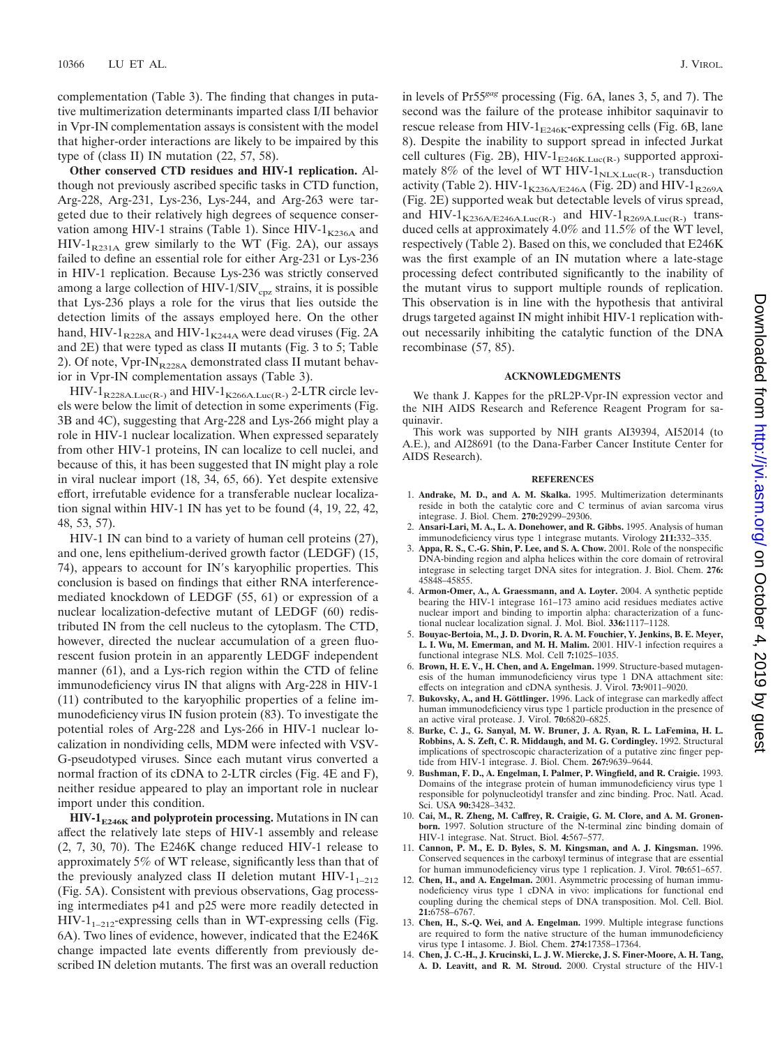complementation (Table 3). The finding that changes in putative multimerization determinants imparted class I/II behavior in Vpr-IN complementation assays is consistent with the model that higher-order interactions are likely to be impaired by this type of (class II) IN mutation (22, 57, 58).

**Other conserved CTD residues and HIV-1 replication.** Although not previously ascribed specific tasks in CTD function, Arg-228, Arg-231, Lys-236, Lys-244, and Arg-263 were targeted due to their relatively high degrees of sequence conservation among HIV-1 strains (Table 1). Since HIV-$1_{K236A}$ and HIV-$1_{R231A}$ grew similarly to the WT (Fig. 2A), our assays failed to define an essential role for either Arg-231 or Lys-236 in HIV-1 replication. Because Lys-236 was strictly conserved among a large collection of HIV-1/$SIV_{cpz}$ strains, it is possible that Lys-236 plays a role for the virus that lies outside the detection limits of the assays employed here. On the other hand, HIV-$1_{R228A}$ and HIV-$1_{K244A}$ were dead viruses (Fig. 2A and 2E) that were typed as class II mutants (Fig. 3 to 5; Table 2). Of note, Vpr-$IN_{R228A}$ demonstrated class II mutant behavior in Vpr-IN complementation assays (Table 3).

HIV-$1_{R228A.Luc(R-)}$ and HIV-$1_{K266A.Luc(R-)}$ 2-LTR circle levels were below the limit of detection in some experiments (Fig. 3B and 4C), suggesting that Arg-228 and Lys-266 might play a role in HIV-1 nuclear localization. When expressed separately from other HIV-1 proteins, IN can localize to cell nuclei, and because of this, it has been suggested that IN might play a role in viral nuclear import (18, 34, 65, 66). Yet despite extensive effort, irrefutable evidence for a transferable nuclear localization signal within HIV-1 IN has yet to be found (4, 19, 22, 42, 48, 53, 57).

HIV-1 IN can bind to a variety of human cell proteins (27), and one, lens epithelium-derived growth factor (LEDGF) (15, 74), appears to account for IN's karyophilic properties. This conclusion is based on findings that either RNA interference-mediated knockdown of LEDGF (55, 61) or expression of a nuclear localization-defective mutant of LEDGF (60) redistributed IN from the cell nucleus to the cytoplasm. The CTD, however, directed the nuclear accumulation of a green fluorescent fusion protein in an apparently LEDGF independent manner (61), and a Lys-rich region within the CTD of feline immunodeficiency virus IN that aligns with Arg-228 in HIV-1 (11) contributed to the karyophilic properties of a feline immunodeficiency virus IN fusion protein (83). To investigate the potential roles of Arg-228 and Lys-266 in HIV-1 nuclear localization in nondividing cells, MDM were infected with VSV-G-pseudotyped viruses. Since each mutant virus converted a normal fraction of its cDNA to 2-LTR circles (Fig. 4E and F), neither residue appeared to play an important role in nuclear import under this condition.

**HIV-$1_{E246K}$ and polyprotein processing.** Mutations in IN can affect the relatively late steps of HIV-1 assembly and release (2, 7, 30, 70). The E246K change reduced HIV-1 release to approximately 5% of WT release, significantly less than that of the previously analyzed class II deletion mutant HIV-$1_{1-212}$ (Fig. 5A). Consistent with previous observations, Gag processing intermediates p41 and p25 were more readily detected in HIV-$1_{1-212}$-expressing cells than in WT-expressing cells (Fig. 6A). Two lines of evidence, however, indicated that the E246K change impacted late events differently from previously described IN deletion mutants. The first was an overall reduction in levels of $Pr55^{gag}$ processing (Fig. 6A, lanes 3, 5, and 7). The second was the failure of the protease inhibitor saquinavir to rescue release from HIV-$1_{E246K}$-expressing cells (Fig. 6B, lane 8). Despite the inability to support spread in infected Jurkat cell cultures (Fig. 2B), HIV-$1_{E246K.Luc(R-)}$ supported approximately 8% of the level of WT HIV-$1_{NLX.Luc(R-)}$ transduction activity (Table 2). HIV-$1_{K236A/E246A}$ (Fig. 2D) and HIV-$1_{R269A}$ (Fig. 2E) supported weak but detectable levels of virus spread, and HIV-$1_{K236A/E246A.Luc(R-)}$ and HIV-$1_{R269A.Luc(R-)}$ transduced cells at approximately 4.0% and 11.5% of the WT level, respectively (Table 2). Based on this, we concluded that E246K was the first example of an IN mutation where a late-stage processing defect contributed significantly to the inability of the mutant virus to support multiple rounds of replication. This observation is in line with the hypothesis that antiviral drugs targeted against IN might inhibit HIV-1 replication without necessarily inhibiting the catalytic function of the DNA recombinase (57, 85).

## ACKNOWLEDGMENTS

We thank J. Kappes for the pRL2P-Vpr-IN expression vector and the NIH AIDS Research and Reference Reagent Program for saquinavir.

This work was supported by NIH grants AI39394, AI52014 (to A.E.), and AI28691 (to the Dana-Farber Cancer Institute Center for AIDS Research).

## REFERENCES

1. **Andrake, M. D., and A. M. Skalka.** 1995. Multimerization determinants reside in both the catalytic core and C terminus of avian sarcoma virus integrase. J. Biol. Chem. **270:**29299–29306.
2. **Ansari-Lari, M. A., L. A. Donehower, and R. Gibbs.** 1995. Analysis of human immunodeficiency virus type 1 integrase mutants. Virology **211:**332–335.
3. **Appa, R. S., C.-G. Shin, P. Lee, and S. A. Chow.** 2001. Role of the nonspecific DNA-binding region and alpha helices within the core domain of retroviral integrase in selecting target DNA sites for integration. J. Biol. Chem. **276:** 45848–45855.
4. **Armon-Omer, A., A. Graessmann, and A. Loyter.** 2004. A synthetic peptide bearing the HIV-1 integrase 161–173 amino acid residues mediates active nuclear import and binding to importin alpha: characterization of a functional nuclear localization signal. J. Mol. Biol. **336:**1117–1128.
5. **Bouyac-Bertoia, M., J. D. Dvorin, R. A. M. Fouchier, Y. Jenkins, B. E. Meyer, L. I. Wu, M. Emerman, and M. H. Malim.** 2001. HIV-1 infection requires a functional integrase NLS. Mol. Cell **7:**1025–1035.
6. **Brown, H. E. V., H. Chen, and A. Engelman.** 1999. Structure-based mutagenesis of the human immunodeficiency virus type 1 DNA attachment site: effects on integration and cDNA synthesis. J. Virol. **73:**9011–9020.
7. **Bukovsky, A., and H. Göttlinger.** 1996. Lack of integrase can markedly affect human immunodeficiency virus type 1 particle production in the presence of an active viral protease. J. Virol. **70:**6820–6825.
8. **Burke, C. J., G. Sanyal, M. W. Bruner, J. A. Ryan, R. L. LaFemina, H. L. Robbins, A. S. Zeft, C. R. Middaugh, and M. G. Cordingley.** 1992. Structural implications of spectroscopic characterization of a putative zinc finger peptide from HIV-1 integrase. J. Biol. Chem. **267:**9639–9644.
9. **Bushman, F. D., A. Engelman, I. Palmer, P. Wingfield, and R. Craigie.** 1993. Domains of the integrase protein of human immunodeficiency virus type 1 responsible for polynucleotidyl transfer and zinc binding. Proc. Natl. Acad. Sci. USA **90:**3428–3432.
10. **Cai, M., R. Zheng, M. Caffrey, R. Craigie, G. M. Clore, and A. M. Gronenborn.** 1997. Solution structure of the N-terminal zinc binding domain of HIV-1 integrase. Nat. Struct. Biol. **4:**567–577.
11. **Cannon, P. M., E. D. Byles, S. M. Kingsman, and A. J. Kingsman.** 1996. Conserved sequences in the carboxyl terminus of integrase that are essential for human immunodeficiency virus type 1 replication. J. Virol. **70:**651–657.
12. **Chen, H., and A. Engelman.** 2001. Asymmetric processing of human immunodeficiency virus type 1 cDNA in vivo: implications for functional end coupling during the chemical steps of DNA transposition. Mol. Cell. Biol. **21:**6758–6767.
13. **Chen, H., S.-Q. Wei, and A. Engelman.** 1999. Multiple integrase functions are required to form the native structure of the human immunodeficiency virus type I intasome. J. Biol. Chem. **274:**17358–17364.
14. **Chen, J. C.-H., J. Krucinski, L. J. W. Miercke, J. S. Finer-Moore, A. H. Tang, A. D. Leavitt, and R. M. Stroud.** 2000. Crystal structure of the HIV-1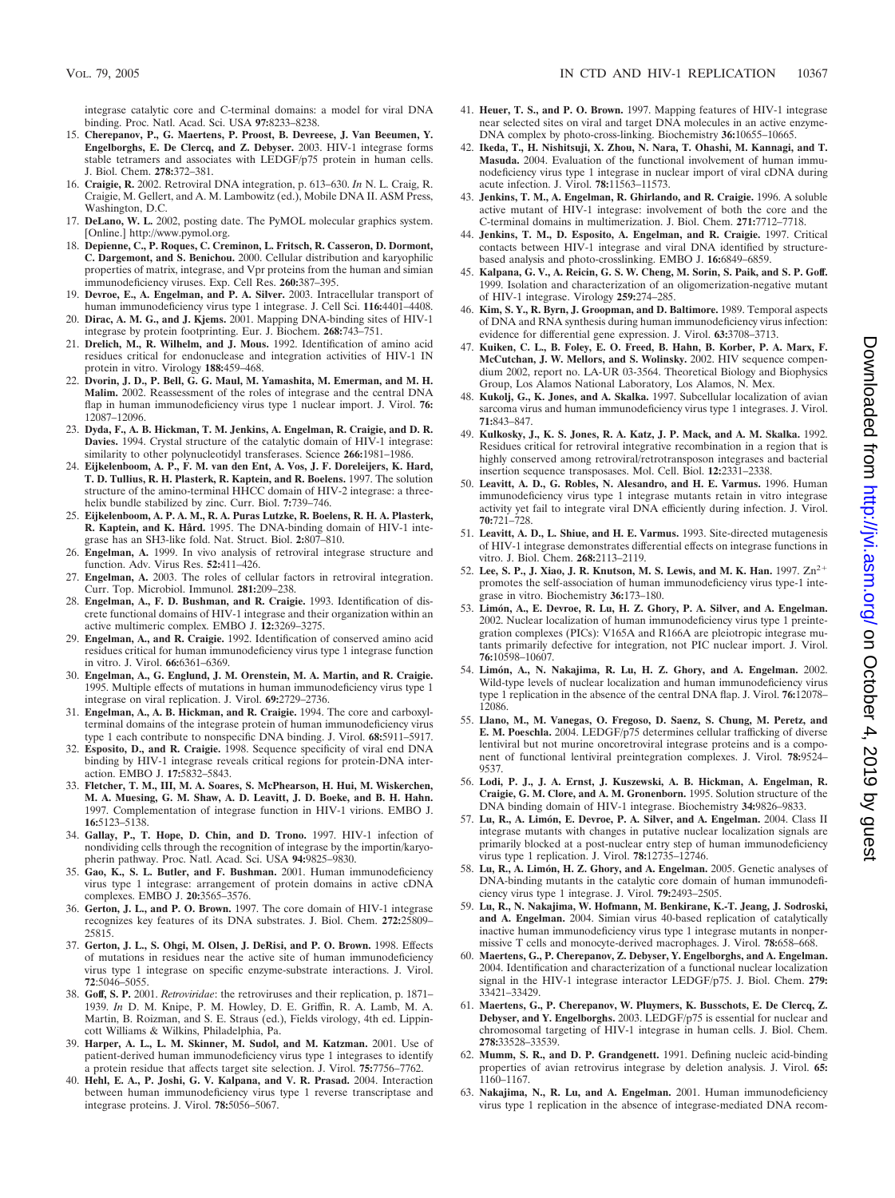integrase catalytic core and C-terminal domains: a model for viral DNA binding. Proc. Natl. Acad. Sci. USA **97:**8233–8238.

15. **Cherepanov, P., G. Maertens, P. Proost, B. Devreese, J. Van Beeumen, Y. Engelborghs, E. De Clercq, and Z. Debyser.** 2003. HIV-1 integrase forms stable tetramers and associates with LEDGF/p75 protein in human cells. J. Biol. Chem. **278:**372–381.
16. **Craigie, R.** 2002. Retroviral DNA integration, p. 613–630. *In* N. L. Craig, R. Craigie, M. Gellert, and A. M. Lambowitz (ed.), Mobile DNA II. ASM Press, Washington, D.C.
17. **DeLano, W. L.** 2002, posting date. The PyMOL molecular graphics system. [Online.] http://www.pymol.org.
18. **Depienne, C., P. Roques, C. Creminon, L. Fritsch, R. Casseron, D. Dormont, C. Dargemont, and S. Benichou.** 2000. Cellular distribution and karyophilic properties of matrix, integrase, and Vpr proteins from the human and simian immunodeficiency viruses. Exp. Cell Res. **260:**387–395.
19. **Devroe, E., A. Engelman, and P. A. Silver.** 2003. Intracellular transport of human immunodeficiency virus type 1 integrase. J. Cell Sci. **116:**4401–4408.
20. **Dirac, A. M. G., and J. Kjems.** 2001. Mapping DNA-binding sites of HIV-1 integrase by protein footprinting. Eur. J. Biochem. **268:**743–751.
21. **Drelich, M., R. Wilhelm, and J. Mous.** 1992. Identification of amino acid residues critical for endonuclease and integration activities of HIV-1 IN protein in vitro. Virology **188:**459–468.
22. **Dvorin, J. D., P. Bell, G. G. Maul, M. Yamashita, M. Emerman, and M. H. Malim.** 2002. Reassessment of the roles of integrase and the central DNA flap in human immunodeficiency virus type 1 nuclear import. J. Virol. **76:**12087–12096.
23. **Dyda, F., A. B. Hickman, T. M. Jenkins, A. Engelman, R. Craigie, and D. R. Davies.** 1994. Crystal structure of the catalytic domain of HIV-1 integrase: similarity to other polynucleotidyl transferases. Science **266:**1981–1986.
24. **Eijkelenboom, A. P., F. M. van den Ent, A. Vos, J. F. Doreleijers, K. Hard, T. D. Tullius, R. H. Plasterk, R. Kaptein, and R. Boelens.** 1997. The solution structure of the amino-terminal HHCC domain of HIV-2 integrase: a three-helix bundle stabilized by zinc. Curr. Biol. **7:**739–746.
25. **Eijkelenboom, A. P. A. M., R. A. Puras Lutzke, R. Boelens, R. H. A. Plasterk, R. Kaptein, and K. Hård.** 1995. The DNA-binding domain of HIV-1 integrase has an SH3-like fold. Nat. Struct. Biol. **2:**807–810.
26. **Engelman, A.** 1999. In vivo analysis of retroviral integrase structure and function. Adv. Virus Res. **52:**411–426.
27. **Engelman, A.** 2003. The roles of cellular factors in retroviral integration. Curr. Top. Microbiol. Immunol. **281:**209–238.
28. **Engelman, A., F. D. Bushman, and R. Craigie.** 1993. Identification of discrete functional domains of HIV-1 integrase and their organization within an active multimeric complex. EMBO J. **12:**3269–3275.
29. **Engelman, A., and R. Craigie.** 1992. Identification of conserved amino acid residues critical for human immunodeficiency virus type 1 integrase function in vitro. J. Virol. **66:**6361–6369.
30. **Engelman, A., G. Englund, J. M. Orenstein, M. A. Martin, and R. Craigie.** 1995. Multiple effects of mutations in human immunodeficiency virus type 1 integrase on viral replication. J. Virol. **69:**2729–2736.
31. **Engelman, A., A. B. Hickman, and R. Craigie.** 1994. The core and carboxyl-terminal domains of the integrase protein of human immunodeficiency virus type 1 each contribute to nonspecific DNA binding. J. Virol. **68:**5911–5917.
32. **Esposito, D., and R. Craigie.** 1998. Sequence specificity of viral end DNA binding by HIV-1 integrase reveals critical regions for protein-DNA interaction. EMBO J. **17:**5832–5843.
33. **Fletcher, T. M., III, M. A. Soares, S. McPhearson, H. Hui, M. Wiskerchen, M. A. Muesing, G. M. Shaw, A. D. Leavitt, J. D. Boeke, and B. H. Hahn.** 1997. Complementation of integrase function in HIV-1 virions. EMBO J. **16:**5123–5138.
34. **Gallay, P., T. Hope, D. Chin, and D. Trono.** 1997. HIV-1 infection of nondividing cells through the recognition of integrase by the importin/karyopherin pathway. Proc. Natl. Acad. Sci. USA **94:**9825–9830.
35. **Gao, K., S. L. Butler, and F. Bushman.** 2001. Human immunodeficiency virus type 1 integrase: arrangement of protein domains in active cDNA complexes. EMBO J. **20:**3565–3576.
36. **Gerton, J. L., and P. O. Brown.** 1997. The core domain of HIV-1 integrase recognizes key features of its DNA substrates. J. Biol. Chem. **272:**25809–25815.
37. **Gerton, J. L., S. Ohgi, M. Olsen, J. DeRisi, and P. O. Brown.** 1998. Effects of mutations in residues near the active site of human immunodeficiency virus type 1 integrase on specific enzyme-substrate interactions. J. Virol. **72**:5046–5055.
38. **Goff, S. P.** 2001. *Retroviridae*: the retroviruses and their replication, p. 1871–1939. *In* D. M. Knipe, P. M. Howley, D. E. Griffin, R. A. Lamb, M. A. Martin, B. Roizman, and S. E. Straus (ed.), Fields virology, 4th ed. Lippincott Williams & Wilkins, Philadelphia, Pa.
39. **Harper, A. L., L. M. Skinner, M. Sudol, and M. Katzman.** 2001. Use of patient-derived human immunodeficiency virus type 1 integrases to identify a protein residue that affects target site selection. J. Virol. **75:**7756–7762.
40. **Hehl, E. A., P. Joshi, G. V. Kalpana, and V. R. Prasad.** 2004. Interaction between human immunodeficiency virus type 1 reverse transcriptase and integrase proteins. J. Virol. **78:**5056–5067.
41. **Heuer, T. S., and P. O. Brown.** 1997. Mapping features of HIV-1 integrase near selected sites on viral and target DNA molecules in an active enzyme-DNA complex by photo-cross-linking. Biochemistry **36:**10655–10665.
42. **Ikeda, T., H. Nishitsuji, X. Zhou, N. Nara, T. Ohashi, M. Kannagi, and T. Masuda.** 2004. Evaluation of the functional involvement of human immunodeficiency virus type 1 integrase in nuclear import of viral cDNA during acute infection. J. Virol. **78:**11563–11573.
43. **Jenkins, T. M., A. Engelman, R. Ghirlando, and R. Craigie.** 1996. A soluble active mutant of HIV-1 integrase: involvement of both the core and the C-terminal domains in multimerization. J. Biol. Chem. **271:**7712–7718.
44. **Jenkins, T. M., D. Esposito, A. Engelman, and R. Craigie.** 1997. Critical contacts between HIV-1 integrase and viral DNA identified by structure-based analysis and photo-crosslinking. EMBO J. **16:**6849–6859.
45. **Kalpana, G. V., A. Reicin, G. S. W. Cheng, M. Sorin, S. Paik, and S. P. Goff.** 1999. Isolation and characterization of an oligomerization-negative mutant of HIV-1 integrase. Virology **259:**274–285.
46. **Kim, S. Y., R. Byrn, J. Groopman, and D. Baltimore.** 1989. Temporal aspects of DNA and RNA synthesis during human immunodeficiency virus infection: evidence for differential gene expression. J. Virol. **63:**3708–3713.
47. **Kuiken, C. L., B. Foley, E. O. Freed, B. Hahn, B. Korber, P. A. Marx, F. McCutchan, J. W. Mellors, and S. Wolinsky.** 2002. HIV sequence compendium 2002, report no. LA-UR 03-3564. Theoretical Biology and Biophysics Group, Los Alamos National Laboratory, Los Alamos, N. Mex.
48. **Kukolj, G., K. Jones, and A. Skalka.** 1997. Subcellular localization of avian sarcoma virus and human immunodeficiency virus type 1 integrases. J. Virol. **71:**843–847.
49. **Kulkosky, J., K. S. Jones, R. A. Katz, J. P. Mack, and A. M. Skalka.** 1992. Residues critical for retroviral integrative recombination in a region that is highly conserved among retroviral/retrotransposon integrases and bacterial insertion sequence transposases. Mol. Cell. Biol. **12:**2331–2338.
50. **Leavitt, A. D., G. Robles, N. Alesandro, and H. E. Varmus.** 1996. Human immunodeficiency virus type 1 integrase mutants retain in vitro integrase activity yet fail to integrate viral DNA efficiently during infection. J. Virol. **70:**721–728.
51. **Leavitt, A. D., L. Shiue, and H. E. Varmus.** 1993. Site-directed mutagenesis of HIV-1 integrase demonstrates differential effects on integrase functions in vitro. J. Biol. Chem. **268:**2113–2119.
52. **Lee, S. P., J. Xiao, J. R. Knutson, M. S. Lewis, and M. K. Han.** 1997. $Zn^{2+}$ promotes the self-association of human immunodeficiency virus type-1 integrase in vitro. Biochemistry **36:**173–180.
53. **Limón, A., E. Devroe, R. Lu, H. Z. Ghory, P. A. Silver, and A. Engelman.** 2002. Nuclear localization of human immunodeficiency virus type 1 preintegration complexes (PICs): V165A and R166A are pleiotropic integrase mutants primarily defective for integration, not PIC nuclear import. J. Virol. **76:**10598–10607.
54. **Limón, A., N. Nakajima, R. Lu, H. Z. Ghory, and A. Engelman.** 2002. Wild-type levels of nuclear localization and human immunodeficiency virus type 1 replication in the absence of the central DNA flap. J. Virol. **76:**12078–12086.
55. **Llano, M., M. Vanegas, O. Fregoso, D. Saenz, S. Chung, M. Peretz, and E. M. Poeschla.** 2004. LEDGF/p75 determines cellular trafficking of diverse lentiviral but not murine oncoretroviral integrase proteins and is a component of functional lentiviral preintegration complexes. J. Virol. **78:**9524–9537.
56. **Lodi, P. J., J. A. Ernst, J. Kuszewski, A. B. Hickman, A. Engelman, R. Craigie, G. M. Clore, and A. M. Gronenborn.** 1995. Solution structure of the DNA binding domain of HIV-1 integrase. Biochemistry **34:**9826–9833.
57. **Lu, R., A. Limón, E. Devroe, P. A. Silver, and A. Engelman.** 2004. Class II integrase mutants with changes in putative nuclear localization signals are primarily blocked at a post-nuclear entry step of human immunodeficiency virus type 1 replication. J. Virol. **78:**12735–12746.
58. **Lu, R., A. Limón, H. Z. Ghory, and A. Engelman.** 2005. Genetic analyses of DNA-binding mutants in the catalytic core domain of human immunodeficiency virus type 1 integrase. J. Virol. **79:**2493–2505.
59. **Lu, R., N. Nakajima, W. Hofmann, M. Benkirane, K.-T. Jeang, J. Sodroski, and A. Engelman.** 2004. Simian virus 40-based replication of catalytically inactive human immunodeficiency virus type 1 integrase mutants in nonpermissive T cells and monocyte-derived macrophages. J. Virol. **78:**658–668.
60. **Maertens, G., P. Cherepanov, Z. Debyser, Y. Engelborghs, and A. Engelman.** 2004. Identification and characterization of a functional nuclear localization signal in the HIV-1 integrase interactor LEDGF/p75. J. Biol. Chem. **279:**33421–33429.
61. **Maertens, G., P. Cherepanov, W. Pluymers, K. Busschots, E. De Clercq, Z. Debyser, and Y. Engelborghs.** 2003. LEDGF/p75 is essential for nuclear and chromosomal targeting of HIV-1 integrase in human cells. J. Biol. Chem. **278:**33528–33539.
62. **Mumm, S. R., and D. P. Grandgenett.** 1991. Defining nucleic acid-binding properties of avian retrovirus integrase by deletion analysis. J. Virol. **65:**1160–1167.
63. **Nakajima, N., R. Lu, and A. Engelman.** 2001. Human immunodeficiency virus type 1 replication in the absence of integrase-mediated DNA recom-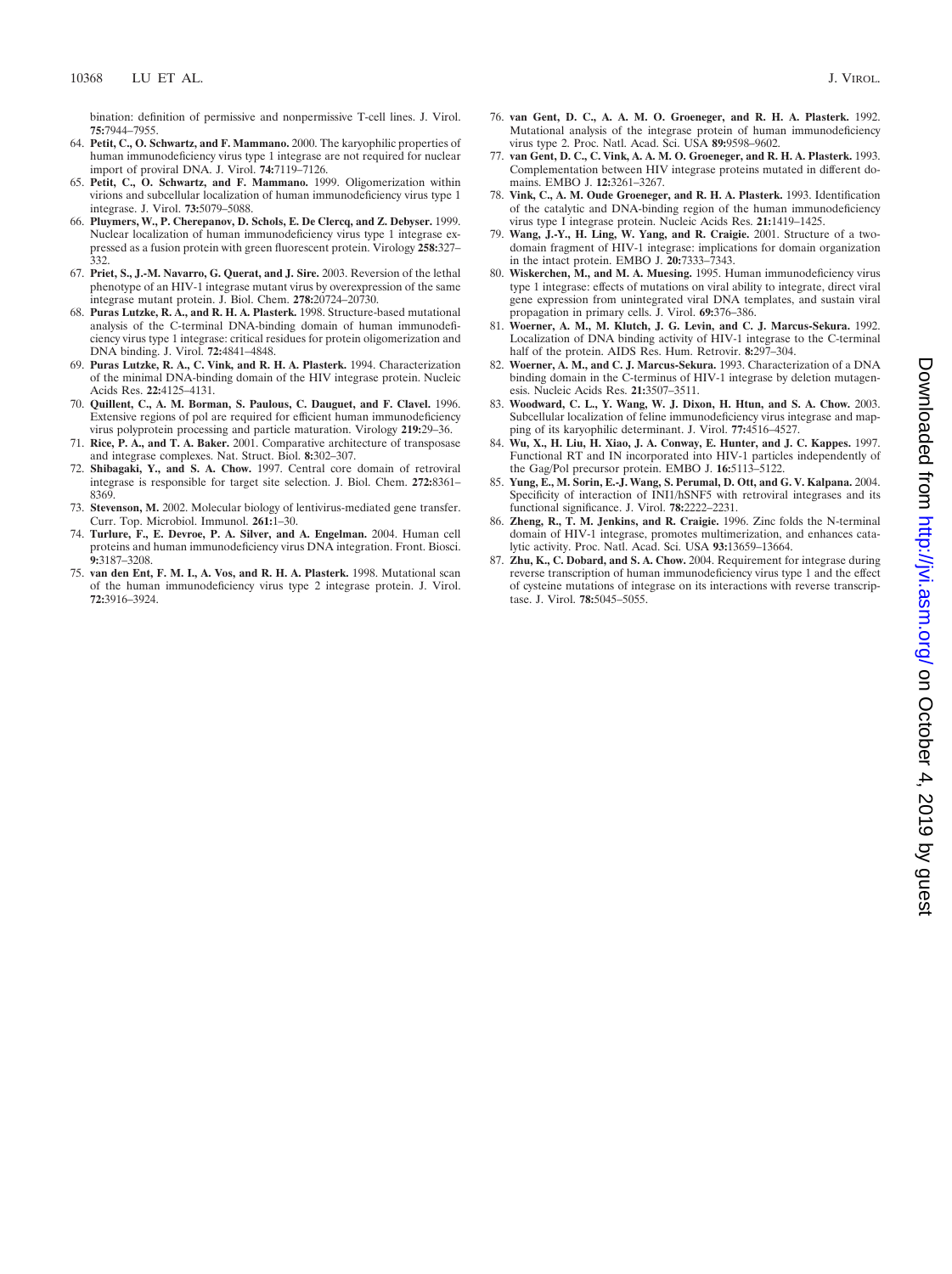bination: definition of permissive and nonpermissive T-cell lines. J. Virol. **75:**7944–7955.

64. **Petit, C., O. Schwartz, and F. Mammano.** 2000. The karyophilic properties of human immunodeficiency virus type 1 integrase are not required for nuclear import of proviral DNA. J. Virol. **74:**7119–7126.
65. **Petit, C., O. Schwartz, and F. Mammano.** 1999. Oligomerization within virions and subcellular localization of human immunodeficiency virus type 1 integrase. J. Virol. **73:**5079–5088.
66. **Pluymers, W., P. Cherepanov, D. Schols, E. De Clercq, and Z. Debyser.** 1999. Nuclear localization of human immunodeficiency virus type 1 integrase expressed as a fusion protein with green fluorescent protein. Virology **258:**327–332.
67. **Priet, S., J.-M. Navarro, G. Querat, and J. Sire.** 2003. Reversion of the lethal phenotype of an HIV-1 integrase mutant virus by overexpression of the same integrase mutant protein. J. Biol. Chem. **278:**20724–20730.
68. **Puras Lutzke, R. A., and R. H. A. Plasterk.** 1998. Structure-based mutational analysis of the C-terminal DNA-binding domain of human immunodeficiency virus type 1 integrase: critical residues for protein oligomerization and DNA binding. J. Virol. **72:**4841–4848.
69. **Puras Lutzke, R. A., C. Vink, and R. H. A. Plasterk.** 1994. Characterization of the minimal DNA-binding domain of the HIV integrase protein. Nucleic Acids Res. **22:**4125–4131.
70. **Quillent, C., A. M. Borman, S. Paulous, C. Dauguet, and F. Clavel.** 1996. Extensive regions of pol are required for efficient human immunodeficiency virus polyprotein processing and particle maturation. Virology **219:**29–36.
71. **Rice, P. A., and T. A. Baker.** 2001. Comparative architecture of transposase and integrase complexes. Nat. Struct. Biol. **8:**302–307.
72. **Shibagaki, Y., and S. A. Chow.** 1997. Central core domain of retroviral integrase is responsible for target site selection. J. Biol. Chem. **272:**8361–8369.
73. **Stevenson, M.** 2002. Molecular biology of lentivirus-mediated gene transfer. Curr. Top. Microbiol. Immunol. **261:**1–30.
74. **Turlure, F., E. Devroe, P. A. Silver, and A. Engelman.** 2004. Human cell proteins and human immunodeficiency virus DNA integration. Front. Biosci. **9:**3187–3208.
75. **van den Ent, F. M. I., A. Vos, and R. H. A. Plasterk.** 1998. Mutational scan of the human immunodeficiency virus type 2 integrase protein. J. Virol. **72:**3916–3924.
76. **van Gent, D. C., A. A. M. O. Groeneger, and R. H. A. Plasterk.** 1992. Mutational analysis of the integrase protein of human immunodeficiency virus type 2. Proc. Natl. Acad. Sci. USA **89:**9598–9602.
77. **van Gent, D. C., C. Vink, A. A. M. O. Groeneger, and R. H. A. Plasterk.** 1993. Complementation between HIV integrase proteins mutated in different domains. EMBO J. **12:**3261–3267.
78. **Vink, C., A. M. Oude Groeneger, and R. H. A. Plasterk.** 1993. Identification of the catalytic and DNA-binding region of the human immunodeficiency virus type I integrase protein. Nucleic Acids Res. **21:**1419–1425.
79. **Wang, J.-Y., H. Ling, W. Yang, and R. Craigie.** 2001. Structure of a two-domain fragment of HIV-1 integrase: implications for domain organization in the intact protein. EMBO J. **20:**7333–7343.
80. **Wiskerchen, M., and M. A. Muesing.** 1995. Human immunodeficiency virus type 1 integrase: effects of mutations on viral ability to integrate, direct viral gene expression from unintegrated viral DNA templates, and sustain viral propagation in primary cells. J. Virol. **69:**376–386.
81. **Woerner, A. M., M. Klutch, J. G. Levin, and C. J. Marcus-Sekura.** 1992. Localization of DNA binding activity of HIV-1 integrase to the C-terminal half of the protein. AIDS Res. Hum. Retrovir. **8:**297–304.
82. **Woerner, A. M., and C. J. Marcus-Sekura.** 1993. Characterization of a DNA binding domain in the C-terminus of HIV-1 integrase by deletion mutagenesis. Nucleic Acids Res. **21:**3507–3511.
83. **Woodward, C. L., Y. Wang, W. J. Dixon, H. Htun, and S. A. Chow.** 2003. Subcellular localization of feline immunodeficiency virus integrase and mapping of its karyophilic determinant. J. Virol. **77:**4516–4527.
84. **Wu, X., H. Liu, H. Xiao, J. A. Conway, E. Hunter, and J. C. Kappes.** 1997. Functional RT and IN incorporated into HIV-1 particles independently of the Gag/Pol precursor protein. EMBO J. **16:**5113–5122.
85. **Yung, E., M. Sorin, E.-J. Wang, S. Perumal, D. Ott, and G. V. Kalpana.** 2004. Specificity of interaction of INI1/hSNF5 with retroviral integrases and its functional significance. J. Virol. **78:**2222–2231.
86. **Zheng, R., T. M. Jenkins, and R. Craigie.** 1996. Zinc folds the N-terminal domain of HIV-1 integrase, promotes multimerization, and enhances catalytic activity. Proc. Natl. Acad. Sci. USA **93:**13659–13664.
87. **Zhu, K., C. Dobard, and S. A. Chow.** 2004. Requirement for integrase during reverse transcription of human immunodeficiency virus type 1 and the effect of cysteine mutations of integrase on its interactions with reverse transcriptase. J. Virol. **78:**5045–5055.